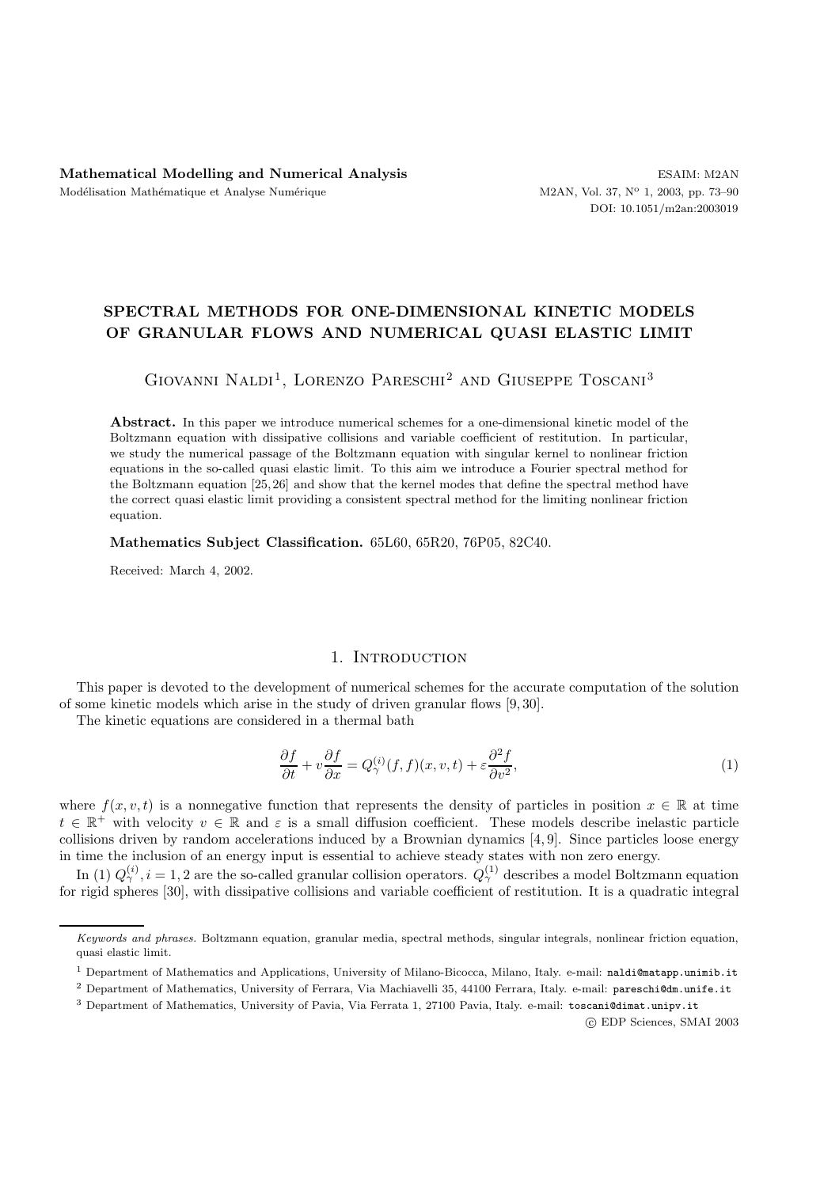# SPECTRAL METHODS FOR ONE-DIMENSIONAL KINETIC MODELS OF GRANULAR FLOWS AND NUMERICAL QUASI ELASTIC LIMIT

Giovanni Naldi[1], Lorenzo Pareschi[2] and Giuseppe Toscani[3]

**Abstract.** In this paper we introduce numerical schemes for a one-dimensional kinetic model of the Boltzmann equation with dissipative collisions and variable coefficient of restitution. In particular, we study the numerical passage of the Boltzmann equation with singular kernel to nonlinear friction equations in the so-called quasi elastic limit. To this aim we introduce a Fourier spectral method for the Boltzmann equation [25,26] and show that the kernel modes that define the spectral method have the correct quasi elastic limit providing a consistent spectral method for the limiting nonlinear friction equation.

**Mathematics Subject Classification.** 65L60, 65R20, 76P05, 82C40.

Received: March 4, 2002.

## 1. Introduction

This paper is devoted to the development of numerical schemes for the accurate computation of the solution of some kinetic models which arise in the study of driven granular flows [9,30].

The kinetic equations are considered in a thermal bath

$$\frac{\partial f}{\partial t} + v\frac{\partial f}{\partial x} = Q_\gamma^{(i)}(f,f)(x,v,t) + \varepsilon\frac{\partial^2 f}{\partial v^2}, \tag{1}$$

where $f(x,v,t)$ is a nonnegative function that represents the density of particles in position $x \in \mathbb{R}$ at time $t \in \mathbb{R}^+$ with velocity $v \in \mathbb{R}$ and $\varepsilon$ is a small diffusion coefficient. These models describe inelastic particle collisions driven by random accelerations induced by a Brownian dynamics [4,9]. Since particles loose energy in time the inclusion of an energy input is essential to achieve steady states with non zero energy.

In (1) $Q_\gamma^{(i)}, i = 1,2$ are the so-called granular collision operators. $Q_\gamma^{(1)}$ describes a model Boltzmann equation for rigid spheres [30], with dissipative collisions and variable coefficient of restitution. It is a quadratic integral

---

*Keywords and phrases.* Boltzmann equation, granular media, spectral methods, singular integrals, nonlinear friction equation, quasi elastic limit.

[1] Department of Mathematics and Applications, University of Milano-Bicocca, Milano, Italy. e-mail: naldi@matapp.unimib.it

[2] Department of Mathematics, University of Ferrara, Via Machiavelli 35, 44100 Ferrara, Italy. e-mail: pareschi@dm.unife.it

[3] Department of Mathematics, University of Pavia, Via Ferrata 1, 27100 Pavia, Italy. e-mail: toscani@dimat.unipv.it

© EDP Sciences, SMAI 2003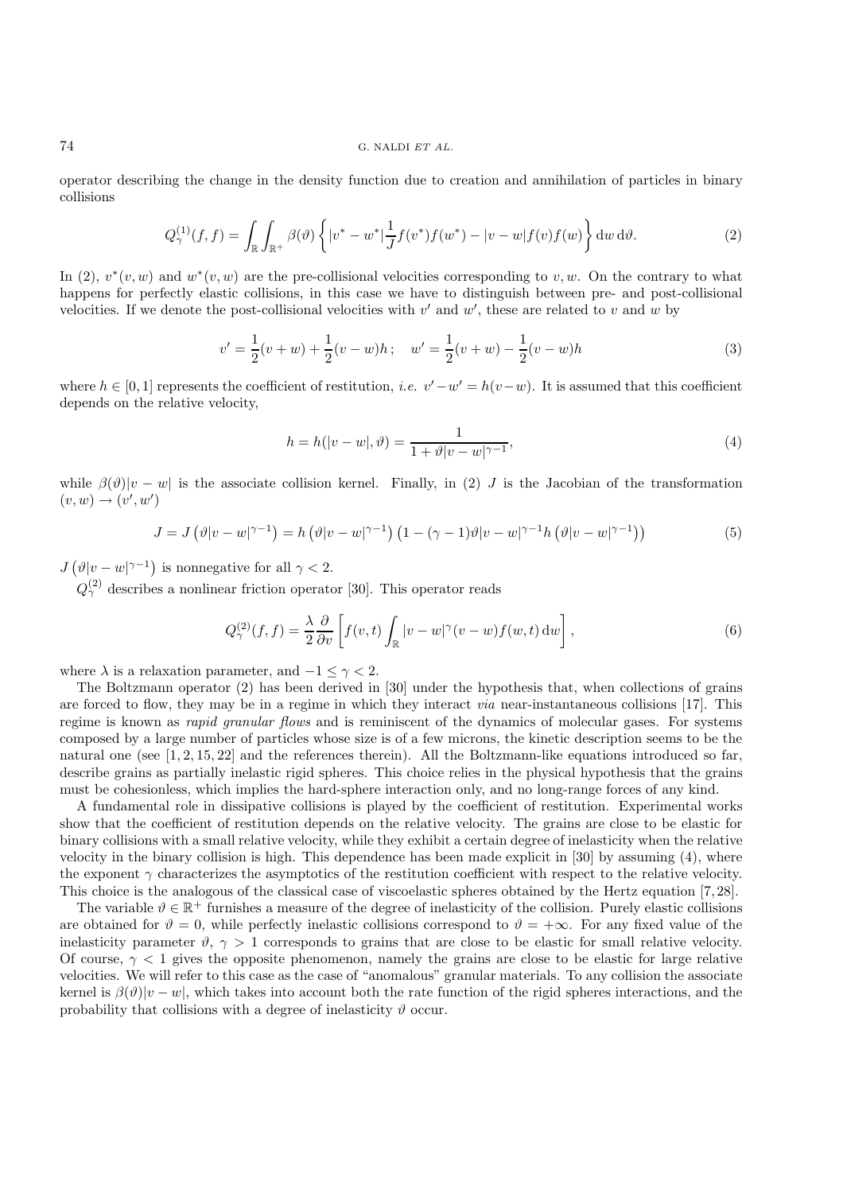operator describing the change in the density function due to creation and annihilation of particles in binary collisions

$$Q_\gamma^{(1)}(f,f) = \int_{\mathbb{R}} \int_{\mathbb{R}^+} \beta(\vartheta) \left\{ |v^* - w^*| \frac{1}{J} f(v^*) f(w^*) - |v - w| f(v) f(w) \right\} \mathrm{d}w \, \mathrm{d}\vartheta. \tag{2}$$

In (2), $v^*(v,w)$ and $w^*(v,w)$ are the pre-collisional velocities corresponding to $v, w$. On the contrary to what happens for perfectly elastic collisions, in this case we have to distinguish between pre- and post-collisional velocities. If we denote the post-collisional velocities with $v'$ and $w'$, these are related to $v$ and $w$ by

$$v' = \frac{1}{2}(v+w) + \frac{1}{2}(v-w)h\,; \quad w' = \frac{1}{2}(v+w) - \frac{1}{2}(v-w)h \tag{3}$$

where $h \in [0,1]$ represents the coefficient of restitution, *i.e.* $v' - w' = h(v-w)$. It is assumed that this coefficient depends on the relative velocity,

$$h = h(|v-w|, \vartheta) = \frac{1}{1 + \vartheta |v-w|^{\gamma-1}}, \tag{4}$$

while $\beta(\vartheta)|v-w|$ is the associate collision kernel. Finally, in (2) $J$ is the Jacobian of the transformation $(v,w) \to (v', w')$

$$J = J\left(\vartheta |v-w|^{\gamma-1}\right) = h\left(\vartheta|v-w|^{\gamma-1}\right)\left(1 - (\gamma-1)\vartheta|v-w|^{\gamma-1} h\left(\vartheta|v-w|^{\gamma-1}\right)\right) \tag{5}$$

$J\left(\vartheta|v-w|^{\gamma-1}\right)$ is nonnegative for all $\gamma < 2$.

$Q_\gamma^{(2)}$ describes a nonlinear friction operator [30]. This operator reads

$$Q_\gamma^{(2)}(f,f) = \frac{\lambda}{2} \frac{\partial}{\partial v} \left[ f(v,t) \int_{\mathbb{R}} |v-w|^\gamma (v-w) f(w,t) \, \mathrm{d}w \right], \tag{6}$$

where $\lambda$ is a relaxation parameter, and $-1 \leq \gamma < 2$.

The Boltzmann operator (2) has been derived in [30] under the hypothesis that, when collections of grains are forced to flow, they may be in a regime in which they interact *via* near-instantaneous collisions [17]. This regime is known as *rapid granular flows* and is reminiscent of the dynamics of molecular gases. For systems composed by a large number of particles whose size is of a few microns, the kinetic description seems to be the natural one (see [1, 2, 15, 22] and the references therein). All the Boltzmann-like equations introduced so far, describe grains as partially inelastic rigid spheres. This choice relies in the physical hypothesis that the grains must be cohesionless, which implies the hard-sphere interaction only, and no long-range forces of any kind.

A fundamental role in dissipative collisions is played by the coefficient of restitution. Experimental works show that the coefficient of restitution depends on the relative velocity. The grains are close to be elastic for binary collisions with a small relative velocity, while they exhibit a certain degree of inelasticity when the relative velocity in the binary collision is high. This dependence has been made explicit in [30] by assuming (4), where the exponent $\gamma$ characterizes the asymptotics of the restitution coefficient with respect to the relative velocity. This choice is the analogous of the classical case of viscoelastic spheres obtained by the Hertz equation [7, 28].

The variable $\vartheta \in \mathbb{R}^+$ furnishes a measure of the degree of inelasticity of the collision. Purely elastic collisions are obtained for $\vartheta = 0$, while perfectly inelastic collisions correspond to $\vartheta = +\infty$. For any fixed value of the inelasticity parameter $\vartheta$, $\gamma > 1$ corresponds to grains that are close to be elastic for small relative velocity. Of course, $\gamma < 1$ gives the opposite phenomenon, namely the grains are close to be elastic for large relative velocities. We will refer to this case as the case of "anomalous" granular materials. To any collision the associate kernel is $\beta(\vartheta)|v-w|$, which takes into account both the rate function of the rigid spheres interactions, and the probability that collisions with a degree of inelasticity $\vartheta$ occur.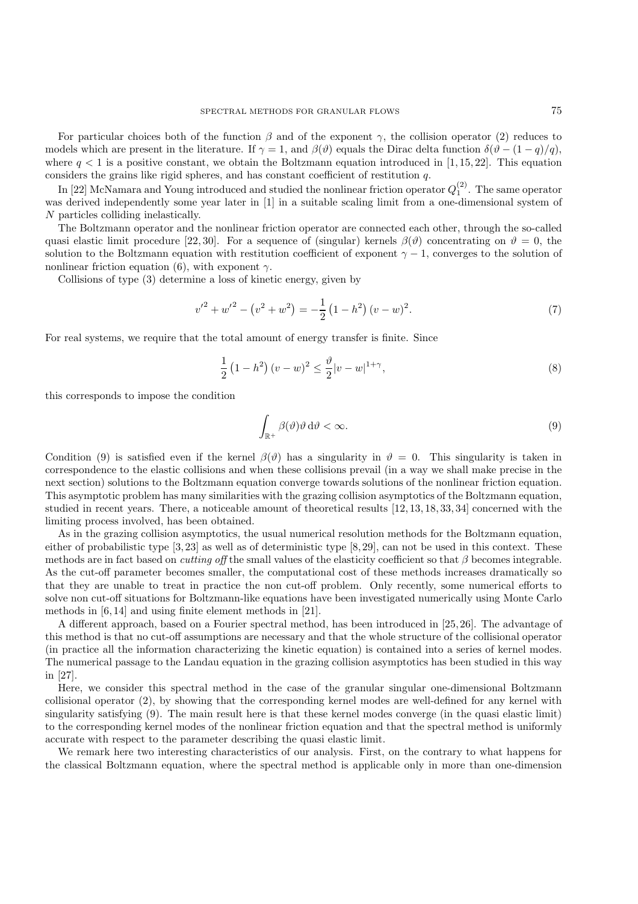For particular choices both of the function $\beta$ and of the exponent $\gamma$, the collision operator (2) reduces to models which are present in the literature. If $\gamma = 1$, and $\beta(\vartheta)$ equals the Dirac delta function $\delta(\vartheta - (1-q)/q)$, where $q < 1$ is a positive constant, we obtain the Boltzmann equation introduced in [1, 15, 22]. This equation considers the grains like rigid spheres, and has constant coefficient of restitution $q$.

In [22] McNamara and Young introduced and studied the nonlinear friction operator $Q_1^{(2)}$. The same operator was derived independently some year later in [1] in a suitable scaling limit from a one-dimensional system of $N$ particles colliding inelastically.

The Boltzmann operator and the nonlinear friction operator are connected each other, through the so-called quasi elastic limit procedure [22, 30]. For a sequence of (singular) kernels $\beta(\vartheta)$ concentrating on $\vartheta = 0$, the solution to the Boltzmann equation with restitution coefficient of exponent $\gamma - 1$, converges to the solution of nonlinear friction equation (6), with exponent $\gamma$.

Collisions of type (3) determine a loss of kinetic energy, given by

$$v'^2 + w'^2 - \left(v^2 + w^2\right) = -\frac{1}{2}\left(1 - h^2\right)(v - w)^2. \tag{7}$$

For real systems, we require that the total amount of energy transfer is finite. Since

$$\frac{1}{2}\left(1 - h^2\right)(v - w)^2 \leq \frac{\vartheta}{2}|v - w|^{1+\gamma}, \tag{8}$$

this corresponds to impose the condition

$$\int_{\mathbb{R}^+} \beta(\vartheta)\vartheta \,\mathrm{d}\vartheta < \infty. \tag{9}$$

Condition (9) is satisfied even if the kernel $\beta(\vartheta)$ has a singularity in $\vartheta = 0$. This singularity is taken in correspondence to the elastic collisions and when these collisions prevail (in a way we shall make precise in the next section) solutions to the Boltzmann equation converge towards solutions of the nonlinear friction equation. This asymptotic problem has many similarities with the grazing collision asymptotics of the Boltzmann equation, studied in recent years. There, a noticeable amount of theoretical results [12, 13, 18, 33, 34] concerned with the limiting process involved, has been obtained.

As in the grazing collision asymptotics, the usual numerical resolution methods for the Boltzmann equation, either of probabilistic type [3, 23] as well as of deterministic type [8, 29], can not be used in this context. These methods are in fact based on *cutting off* the small values of the elasticity coefficient so that $\beta$ becomes integrable. As the cut-off parameter becomes smaller, the computational cost of these methods increases dramatically so that they are unable to treat in practice the non cut-off problem. Only recently, some numerical efforts to solve non cut-off situations for Boltzmann-like equations have been investigated numerically using Monte Carlo methods in [6, 14] and using finite element methods in [21].

A different approach, based on a Fourier spectral method, has been introduced in [25, 26]. The advantage of this method is that no cut-off assumptions are necessary and that the whole structure of the collisional operator (in practice all the information characterizing the kinetic equation) is contained into a series of kernel modes. The numerical passage to the Landau equation in the grazing collision asymptotics has been studied in this way in [27].

Here, we consider this spectral method in the case of the granular singular one-dimensional Boltzmann collisional operator (2), by showing that the corresponding kernel modes are well-defined for any kernel with singularity satisfying (9). The main result here is that these kernel modes converge (in the quasi elastic limit) to the corresponding kernel modes of the nonlinear friction equation and that the spectral method is uniformly accurate with respect to the parameter describing the quasi elastic limit.

We remark here two interesting characteristics of our analysis. First, on the contrary to what happens for the classical Boltzmann equation, where the spectral method is applicable only in more than one-dimension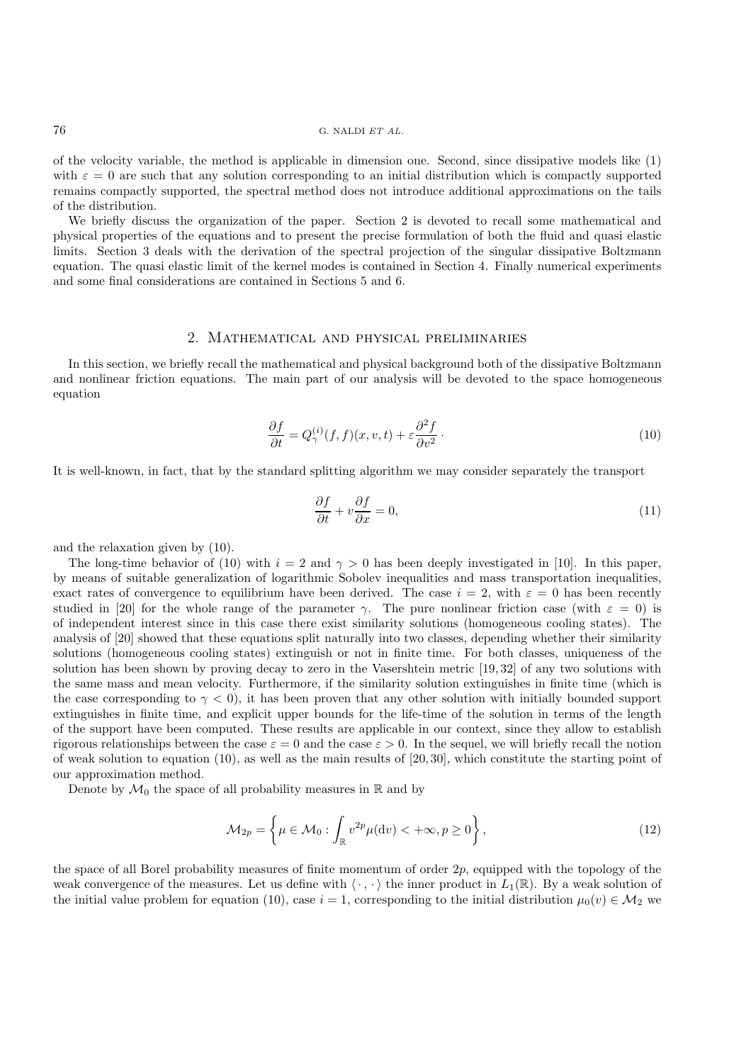of the velocity variable, the method is applicable in dimension one. Second, since dissipative models like (1) with $\varepsilon = 0$ are such that any solution corresponding to an initial distribution which is compactly supported remains compactly supported, the spectral method does not introduce additional approximations on the tails of the distribution.

We briefly discuss the organization of the paper. Section 2 is devoted to recall some mathematical and physical properties of the equations and to present the precise formulation of both the fluid and quasi elastic limits. Section 3 deals with the derivation of the spectral projection of the singular dissipative Boltzmann equation. The quasi elastic limit of the kernel modes is contained in Section 4. Finally numerical experiments and some final considerations are contained in Sections 5 and 6.

## 2. Mathematical and physical preliminaries

In this section, we briefly recall the mathematical and physical background both of the dissipative Boltzmann and nonlinear friction equations. The main part of our analysis will be devoted to the space homogeneous equation

$$\frac{\partial f}{\partial t} = Q_\gamma^{(i)}(f,f)(x,v,t) + \varepsilon \frac{\partial^2 f}{\partial v^2} \cdot \tag{10}$$

It is well-known, in fact, that by the standard splitting algorithm we may consider separately the transport

$$\frac{\partial f}{\partial t} + v\frac{\partial f}{\partial x} = 0, \tag{11}$$

and the relaxation given by (10).

The long-time behavior of (10) with $i = 2$ and $\gamma > 0$ has been deeply investigated in [10]. In this paper, by means of suitable generalization of logarithmic Sobolev inequalities and mass transportation inequalities, exact rates of convergence to equilibrium have been derived. The case $i = 2$, with $\varepsilon = 0$ has been recently studied in [20] for the whole range of the parameter $\gamma$. The pure nonlinear friction case (with $\varepsilon = 0$) is of independent interest since in this case there exist similarity solutions (homogeneous cooling states). The analysis of [20] showed that these equations split naturally into two classes, depending whether their similarity solutions (homogeneous cooling states) extinguish or not in finite time. For both classes, uniqueness of the solution has been shown by proving decay to zero in the Vasershtein metric [19, 32] of any two solutions with the same mass and mean velocity. Furthermore, if the similarity solution extinguishes in finite time (which is the case corresponding to $\gamma < 0$), it has been proven that any other solution with initially bounded support extinguishes in finite time, and explicit upper bounds for the life-time of the solution in terms of the length of the support have been computed. These results are applicable in our context, since they allow to establish rigorous relationships between the case $\varepsilon = 0$ and the case $\varepsilon > 0$. In the sequel, we will briefly recall the notion of weak solution to equation (10), as well as the main results of [20, 30], which constitute the starting point of our approximation method.

Denote by $\mathcal{M}_0$ the space of all probability measures in $\mathbb{R}$ and by

$$\mathcal{M}_{2p} = \left\{ \mu \in \mathcal{M}_0 : \int_{\mathbb{R}} v^{2p} \mu(\mathrm{d}v) < +\infty, p \geq 0 \right\}, \tag{12}$$

the space of all Borel probability measures of finite momentum of order $2p$, equipped with the topology of the weak convergence of the measures. Let us define with $\langle \cdot, \cdot \rangle$ the inner product in $L_1(\mathbb{R})$. By a weak solution of the initial value problem for equation (10), case $i = 1$, corresponding to the initial distribution $\mu_0(v) \in \mathcal{M}_2$ we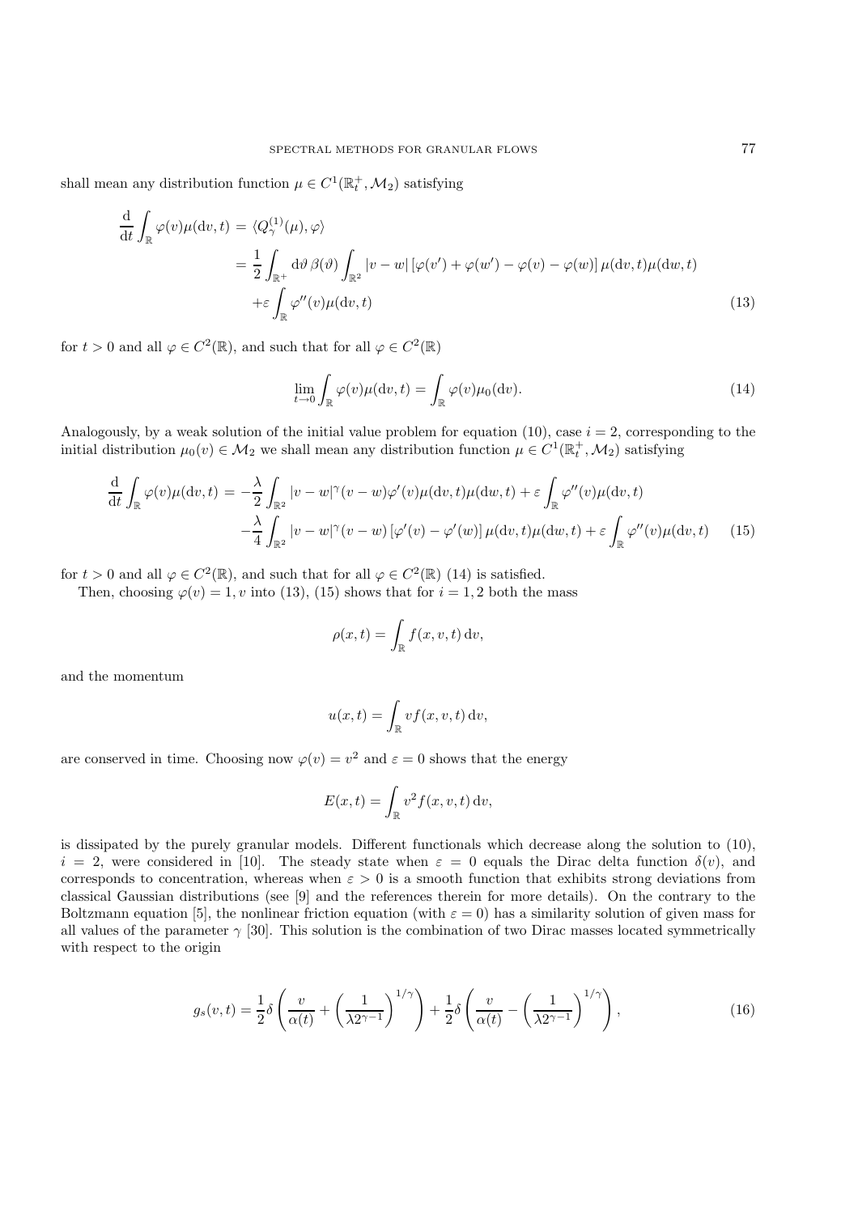shall mean any distribution function $\mu \in C^1(\mathbb{R}_t^+, \mathcal{M}_2)$ satisfying

$$
\begin{aligned}
\frac{\mathrm{d}}{\mathrm{d}t} \int_{\mathbb{R}} \varphi(v)\mu(\mathrm{d}v, t) &= \langle Q_\gamma^{(1)}(\mu), \varphi \rangle \\
&= \frac{1}{2} \int_{\mathbb{R}^+} \mathrm{d}\vartheta \, \beta(\vartheta) \int_{\mathbb{R}^2} |v - w| \left[ \varphi(v') + \varphi(w') - \varphi(v) - \varphi(w) \right] \mu(\mathrm{d}v, t)\mu(\mathrm{d}w, t) \\
&\quad + \varepsilon \int_{\mathbb{R}} \varphi''(v)\mu(\mathrm{d}v, t)
\end{aligned} \tag{13}
$$

for $t > 0$ and all $\varphi \in C^2(\mathbb{R})$, and such that for all $\varphi \in C^2(\mathbb{R})$

$$
\lim_{t \to 0} \int_{\mathbb{R}} \varphi(v)\mu(\mathrm{d}v, t) = \int_{\mathbb{R}} \varphi(v)\mu_0(\mathrm{d}v). \tag{14}
$$

Analogously, by a weak solution of the initial value problem for equation (10), case $i = 2$, corresponding to the initial distribution $\mu_0(v) \in \mathcal{M}_2$ we shall mean any distribution function $\mu \in C^1(\mathbb{R}_t^+, \mathcal{M}_2)$ satisfying

$$
\begin{aligned}
\frac{\mathrm{d}}{\mathrm{d}t} \int_{\mathbb{R}} \varphi(v)\mu(\mathrm{d}v, t) &= -\frac{\lambda}{2} \int_{\mathbb{R}^2} |v - w|^\gamma (v - w)\varphi'(v)\mu(\mathrm{d}v, t)\mu(\mathrm{d}w, t) + \varepsilon \int_{\mathbb{R}} \varphi''(v)\mu(\mathrm{d}v, t) \\
&\quad - \frac{\lambda}{4} \int_{\mathbb{R}^2} |v - w|^\gamma (v - w) \left[ \varphi'(v) - \varphi'(w) \right] \mu(\mathrm{d}v, t)\mu(\mathrm{d}w, t) + \varepsilon \int_{\mathbb{R}} \varphi''(v)\mu(\mathrm{d}v, t)
\end{aligned} \tag{15}
$$

for $t > 0$ and all $\varphi \in C^2(\mathbb{R})$, and such that for all $\varphi \in C^2(\mathbb{R})$ (14) is satisfied.

Then, choosing $\varphi(v) = 1, v$ into (13), (15) shows that for $i = 1, 2$ both the mass

$$
\rho(x, t) = \int_{\mathbb{R}} f(x, v, t) \, \mathrm{d}v,
$$

and the momentum

$$
u(x, t) = \int_{\mathbb{R}} v f(x, v, t) \, \mathrm{d}v,
$$

are conserved in time. Choosing now $\varphi(v) = v^2$ and $\varepsilon = 0$ shows that the energy

$$
E(x, t) = \int_{\mathbb{R}} v^2 f(x, v, t) \, \mathrm{d}v,
$$

is dissipated by the purely granular models. Different functionals which decrease along the solution to (10), $i = 2$, were considered in [10]. The steady state when $\varepsilon = 0$ equals the Dirac delta function $\delta(v)$, and corresponds to concentration, whereas when $\varepsilon > 0$ is a smooth function that exhibits strong deviations from classical Gaussian distributions (see [9] and the references therein for more details). On the contrary to the Boltzmann equation [5], the nonlinear friction equation (with $\varepsilon = 0$) has a similarity solution of given mass for all values of the parameter $\gamma$ [30]. This solution is the combination of two Dirac masses located symmetrically with respect to the origin

$$
g_s(v, t) = \frac{1}{2} \delta \left( \frac{v}{\alpha(t)} + \left( \frac{1}{\lambda 2^{\gamma - 1}} \right)^{1/\gamma} \right) + \frac{1}{2} \delta \left( \frac{v}{\alpha(t)} - \left( \frac{1}{\lambda 2^{\gamma - 1}} \right)^{1/\gamma} \right), \tag{16}
$$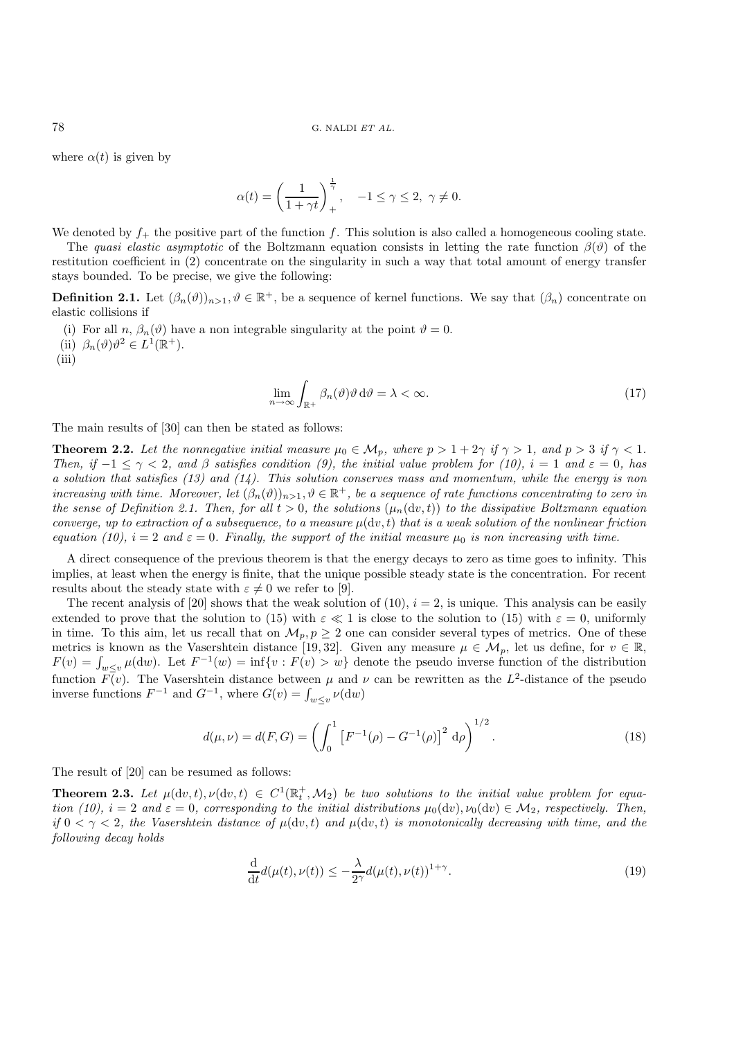where $\alpha(t)$ is given by

$$\alpha(t) = \left(\frac{1}{1+\gamma t}\right)_+^{\frac{1}{\gamma}}, \quad -1 \leq \gamma \leq 2,\ \gamma \neq 0.$$

We denoted by $f_+$ the positive part of the function $f$. This solution is also called a homogeneous cooling state.

The *quasi elastic asymptotic* of the Boltzmann equation consists in letting the rate function $\beta(\vartheta)$ of the restitution coefficient in (2) concentrate on the singularity in such a way that total amount of energy transfer stays bounded. To be precise, we give the following:

**Definition 2.1.** Let $(\beta_n(\vartheta))_{n>1}, \vartheta \in \mathbb{R}^+$, be a sequence of kernel functions. We say that $(\beta_n)$ concentrate on elastic collisions if

(i) For all $n$, $\beta_n(\vartheta)$ have a non integrable singularity at the point $\vartheta = 0$.
(ii) $\beta_n(\vartheta)\vartheta^2 \in L^1(\mathbb{R}^+)$.
(iii)

$$\lim_{n\to\infty} \int_{\mathbb{R}^+} \beta_n(\vartheta)\vartheta \,\mathrm{d}\vartheta = \lambda < \infty. \tag{17}$$

The main results of [30] can then be stated as follows:

**Theorem 2.2.** *Let the nonnegative initial measure $\mu_0 \in \mathcal{M}_p$, where $p > 1 + 2\gamma$ if $\gamma > 1$, and $p > 3$ if $\gamma < 1$. Then, if $-1 \leq \gamma < 2$, and $\beta$ satisfies condition (9), the initial value problem for (10), $i = 1$ and $\varepsilon = 0$, has a solution that satisfies (13) and (14). This solution conserves mass and momentum, while the energy is non increasing with time. Moreover, let $(\beta_n(\vartheta))_{n>1}, \vartheta \in \mathbb{R}^+$, be a sequence of rate functions concentrating to zero in the sense of Definition 2.1. Then, for all $t > 0$, the solutions $(\mu_n(\mathrm{d}v, t))$ to the dissipative Boltzmann equation converge, up to extraction of a subsequence, to a measure $\mu(\mathrm{d}v, t)$ that is a weak solution of the nonlinear friction equation (10), $i = 2$ and $\varepsilon = 0$. Finally, the support of the initial measure $\mu_0$ is non increasing with time.*

A direct consequence of the previous theorem is that the energy decays to zero as time goes to infinity. This implies, at least when the energy is finite, that the unique possible steady state is the concentration. For recent results about the steady state with $\varepsilon \neq 0$ we refer to [9].

The recent analysis of [20] shows that the weak solution of (10), $i = 2$, is unique. This analysis can be easily extended to prove that the solution to (15) with $\varepsilon \ll 1$ is close to the solution to (15) with $\varepsilon = 0$, uniformly in time. To this aim, let us recall that on $\mathcal{M}_p, p \geq 2$ one can consider several types of metrics. One of these metrics is known as the Vasershtein distance [19, 32]. Given any measure $\mu \in \mathcal{M}_p$, let us define, for $v \in \mathbb{R}$, $F(v) = \int_{w\leq v} \mu(\mathrm{d}w)$. Let $F^{-1}(w) = \inf\{v : F(v) > w\}$ denote the pseudo inverse function of the distribution function $F(v)$. The Vasershtein distance between $\mu$ and $\nu$ can be rewritten as the $L^2$-distance of the pseudo inverse functions $F^{-1}$ and $G^{-1}$, where $G(v) = \int_{w\leq v} \nu(\mathrm{d}w)$

$$d(\mu, \nu) = d(F, G) = \left(\int_0^1 \left[F^{-1}(\rho) - G^{-1}(\rho)\right]^2 \mathrm{d}\rho\right)^{1/2}. \tag{18}$$

The result of [20] can be resumed as follows:

**Theorem 2.3.** *Let $\mu(\mathrm{d}v, t), \nu(\mathrm{d}v, t) \in C^1(\mathbb{R}_t^+, \mathcal{M}_2)$ be two solutions to the initial value problem for equation (10), $i = 2$ and $\varepsilon = 0$, corresponding to the initial distributions $\mu_0(\mathrm{d}v), \nu_0(\mathrm{d}v) \in \mathcal{M}_2$, respectively. Then, if $0 < \gamma < 2$, the Vasershtein distance of $\mu(\mathrm{d}v, t)$ and $\mu(\mathrm{d}v, t)$ is monotonically decreasing with time, and the following decay holds*

$$\frac{\mathrm{d}}{\mathrm{d}t} d(\mu(t), \nu(t)) \leq -\frac{\lambda}{2^\gamma} d(\mu(t), \nu(t))^{1+\gamma}. \tag{19}$$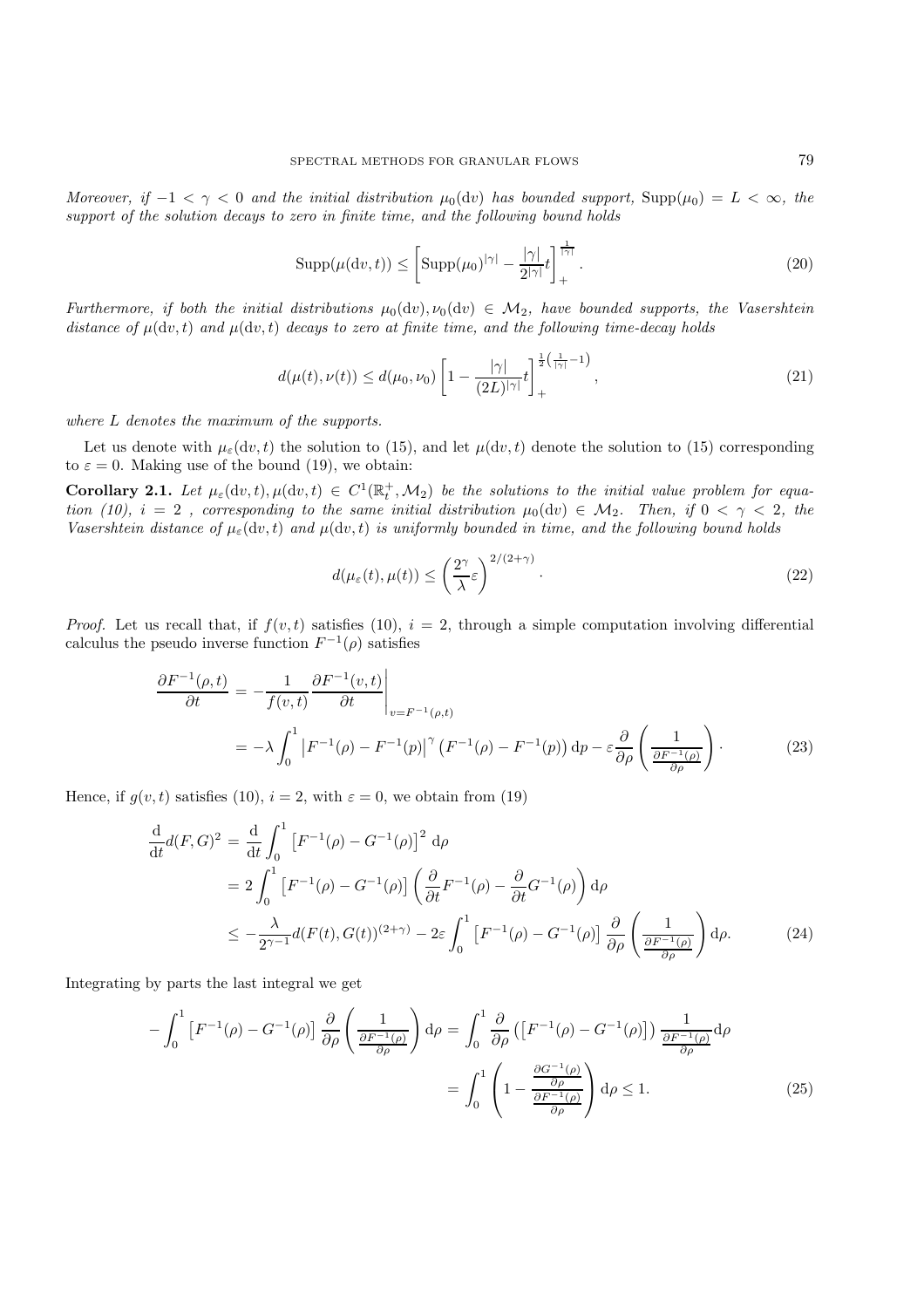*Moreover, if $-1 < \gamma < 0$ and the initial distribution $\mu_0(\mathrm{d}v)$ has bounded support, $\mathrm{Supp}(\mu_0) = L < \infty$, the support of the solution decays to zero in finite time, and the following bound holds*

$$\mathrm{Supp}(\mu(\mathrm{d}v,t)) \le \left[\mathrm{Supp}(\mu_0)^{|\gamma|} - \frac{|\gamma|}{2^{|\gamma|}} t\right]_+^{\frac{1}{|\gamma|}}. \tag{20}$$

*Furthermore, if both the initial distributions $\mu_0(\mathrm{d}v), \nu_0(\mathrm{d}v) \in \mathcal{M}_2$, have bounded supports, the Vasershtein distance of $\mu(\mathrm{d}v,t)$ and $\mu(\mathrm{d}v,t)$ decays to zero at finite time, and the following time-decay holds*

$$d(\mu(t),\nu(t)) \le d(\mu_0,\nu_0)\left[1 - \frac{|\gamma|}{(2L)^{|\gamma|}} t\right]_+^{\frac{1}{2}\left(\frac{1}{|\gamma|}-1\right)}, \tag{21}$$

*where $L$ denotes the maximum of the supports.*

Let us denote with $\mu_\varepsilon(\mathrm{d}v,t)$ the solution to (15), and let $\mu(\mathrm{d}v,t)$ denote the solution to (15) corresponding to $\varepsilon = 0$. Making use of the bound (19), we obtain:

**Corollary 2.1.** *Let $\mu_\varepsilon(\mathrm{d}v,t), \mu(\mathrm{d}v,t) \in C^1(\mathbb{R}_t^+, \mathcal{M}_2)$ be the solutions to the initial value problem for equation (10), $i = 2$ , corresponding to the same initial distribution $\mu_0(\mathrm{d}v) \in \mathcal{M}_2$. Then, if $0 < \gamma < 2$, the Vasershtein distance of $\mu_\varepsilon(\mathrm{d}v,t)$ and $\mu(\mathrm{d}v,t)$ is uniformly bounded in time, and the following bound holds*

$$d(\mu_\varepsilon(t),\mu(t)) \le \left(\frac{2^\gamma}{\lambda}\varepsilon\right)^{2/(2+\gamma)}. \tag{22}$$

*Proof.* Let us recall that, if $f(v,t)$ satisfies (10), $i = 2$, through a simple computation involving differential calculus the pseudo inverse function $F^{-1}(\rho)$ satisfies

$$\begin{aligned}
\frac{\partial F^{-1}(\rho,t)}{\partial t} &= -\frac{1}{f(v,t)}\frac{\partial F^{-1}(v,t)}{\partial t}\bigg|_{v=F^{-1}(\rho,t)} \\
&= -\lambda \int_0^1 \left|F^{-1}(\rho) - F^{-1}(p)\right|^\gamma \left(F^{-1}(\rho) - F^{-1}(p)\right)\mathrm{d}p - \varepsilon\frac{\partial}{\partial\rho}\left(\frac{1}{\frac{\partial F^{-1}(\rho)}{\partial \rho}}\right).
\end{aligned} \tag{23}$$

Hence, if $g(v,t)$ satisfies (10), $i = 2$, with $\varepsilon = 0$, we obtain from (19)

$$\begin{aligned}
\frac{\mathrm{d}}{\mathrm{d}t} d(F,G)^2 &= \frac{\mathrm{d}}{\mathrm{d}t}\int_0^1 \left[F^{-1}(\rho) - G^{-1}(\rho)\right]^2 \mathrm{d}\rho \\
&= 2\int_0^1 \left[F^{-1}(\rho) - G^{-1}(\rho)\right]\left(\frac{\partial}{\partial t}F^{-1}(\rho) - \frac{\partial}{\partial t}G^{-1}(\rho)\right)\mathrm{d}\rho \\
&\le -\frac{\lambda}{2^{\gamma-1}} d(F(t),G(t))^{(2+\gamma)} - 2\varepsilon\int_0^1 \left[F^{-1}(\rho) - G^{-1}(\rho)\right]\frac{\partial}{\partial\rho}\left(\frac{1}{\frac{\partial F^{-1}(\rho)}{\partial\rho}}\right)\mathrm{d}\rho.
\end{aligned} \tag{24}$$

Integrating by parts the last integral we get

$$\begin{aligned}
-\int_0^1 \left[F^{-1}(\rho) - G^{-1}(\rho)\right]\frac{\partial}{\partial\rho}\left(\frac{1}{\frac{\partial F^{-1}(\rho)}{\partial\rho}}\right)\mathrm{d}\rho &= \int_0^1 \frac{\partial}{\partial\rho}\left(\left[F^{-1}(\rho) - G^{-1}(\rho)\right]\right)\frac{1}{\frac{\partial F^{-1}(\rho)}{\partial\rho}}\mathrm{d}\rho \\
&= \int_0^1 \left(1 - \frac{\frac{\partial G^{-1}(\rho)}{\partial\rho}}{\frac{\partial F^{-1}(\rho)}{\partial\rho}}\right)\mathrm{d}\rho \le 1.
\end{aligned} \tag{25}$$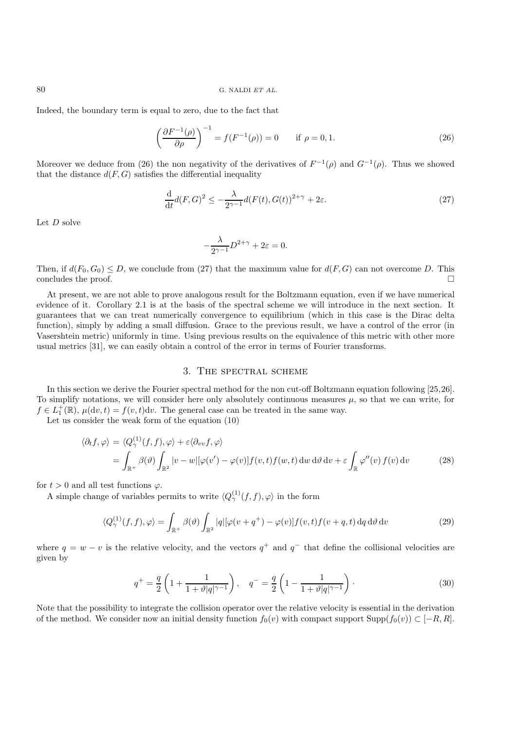Indeed, the boundary term is equal to zero, due to the fact that

$$\left(\frac{\partial F^{-1}(\rho)}{\partial \rho}\right)^{-1} = f(F^{-1}(\rho)) = 0 \qquad \text{if } \rho = 0, 1. \tag{26}$$

Moreover we deduce from (26) the non negativity of the derivatives of $F^{-1}(\rho)$ and $G^{-1}(\rho)$. Thus we showed that the distance $d(F, G)$ satisfies the differential inequality

$$\frac{\mathrm{d}}{\mathrm{d}t} d(F, G)^2 \leq -\frac{\lambda}{2^{\gamma-1}} d(F(t), G(t))^{2+\gamma} + 2\varepsilon. \tag{27}$$

Let $D$ solve

$$-\frac{\lambda}{2^{\gamma-1}} D^{2+\gamma} + 2\varepsilon = 0.$$

Then, if $d(F_0, G_0) \leq D$, we conclude from (27) that the maximum value for $d(F, G)$ can not overcome $D$. This concludes the proof. $\square$

At present, we are not able to prove analogous result for the Boltzmann equation, even if we have numerical evidence of it. Corollary 2.1 is at the basis of the spectral scheme we will introduce in the next section. It guarantees that we can treat numerically convergence to equilibrium (which in this case is the Dirac delta function), simply by adding a small diffusion. Grace to the previous result, we have a control of the error (in Vasershtein metric) uniformly in time. Using previous results on the equivalence of this metric with other more usual metrics [31], we can easily obtain a control of the error in terms of Fourier transforms.

## 3. The spectral scheme

In this section we derive the Fourier spectral method for the non cut-off Boltzmann equation following [25,26]. To simplify notations, we will consider here only absolutely continuous measures $\mu$, so that we can write, for $f \in L_1^+(\mathbb{R})$, $\mu(\mathrm{d}v, t) = f(v, t)\mathrm{d}v$. The general case can be treated in the same way.

Let us consider the weak form of the equation (10)

$$\begin{aligned}
\langle \partial_t f, \varphi \rangle &= \langle Q_\gamma^{(1)}(f, f), \varphi \rangle + \varepsilon \langle \partial_{vv} f, \varphi \rangle \\
&= \int_{\mathbb{R}^+} \beta(\vartheta) \int_{\mathbb{R}^2} |v - w| [\varphi(v') - \varphi(v)] f(v, t) f(w, t) \,\mathrm{d}w \,\mathrm{d}\vartheta \,\mathrm{d}v + \varepsilon \int_{\mathbb{R}} \varphi''(v) \, f(v) \,\mathrm{d}v
\end{aligned} \tag{28}$$

for $t > 0$ and all test functions $\varphi$.

A simple change of variables permits to write $\langle Q_\gamma^{(1)}(f, f), \varphi \rangle$ in the form

$$\langle Q_\gamma^{(1)}(f, f), \varphi \rangle = \int_{\mathbb{R}^+} \beta(\vartheta) \int_{\mathbb{R}^2} |q| [\varphi(v + q^+) - \varphi(v)] f(v, t) f(v + q, t) \,\mathrm{d}q \,\mathrm{d}\vartheta \,\mathrm{d}v \tag{29}$$

where $q = w - v$ is the relative velocity, and the vectors $q^+$ and $q^-$ that define the collisional velocities are given by

$$q^+ = \frac{q}{2}\left(1 + \frac{1}{1 + \vartheta |q|^{\gamma-1}}\right), \quad q^- = \frac{q}{2}\left(1 - \frac{1}{1 + \vartheta |q|^{\gamma-1}}\right) \cdot \tag{30}$$

Note that the possibility to integrate the collision operator over the relative velocity is essential in the derivation of the method. We consider now an initial density function $f_0(v)$ with compact support $\mathrm{Supp}(f_0(v)) \subset [-R, R]$.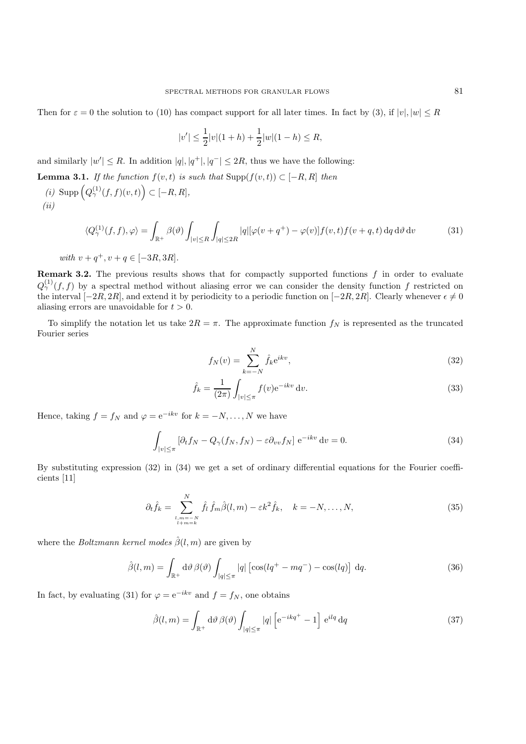Then for $\varepsilon = 0$ the solution to (10) has compact support for all later times. In fact by (3), if $|v|, |w| \leq R$

$$|v'| \leq \frac{1}{2}|v|(1+h) + \frac{1}{2}|w|(1-h) \leq R,$$

and similarly $|w'| \leq R$. In addition $|q|, |q^+|, |q^-| \leq 2R$, thus we have the following:

**Lemma 3.1.** *If the function $f(v,t)$ is such that $\mathrm{Supp}(f(v,t)) \subset [-R, R]$ then*

*(i)* $\mathrm{Supp}\left(Q_\gamma^{(1)}(f,f)(v,t)\right) \subset [-R, R]$,

*(ii)*

$$\langle Q_\gamma^{(1)}(f,f), \varphi \rangle = \int_{\mathbb{R}^+} \beta(\vartheta) \int_{|v|\leq R} \int_{|q|\leq 2R} |q| [\varphi(v+q^+) - \varphi(v)] f(v,t) f(v+q,t) \, \mathrm{d}q \, \mathrm{d}\vartheta \, \mathrm{d}v \tag{31}$$

*with* $v + q^+, v + q \in [-3R, 3R]$.

**Remark 3.2.** The previous results shows that for compactly supported functions $f$ in order to evaluate $Q_\gamma^{(1)}(f,f)$ by a spectral method without aliasing error we can consider the density function $f$ restricted on the interval $[-2R, 2R]$, and extend it by periodicity to a periodic function on $[-2R, 2R]$. Clearly whenever $\epsilon \neq 0$ aliasing errors are unavoidable for $t > 0$.

To simplify the notation let us take $2R = \pi$. The approximate function $f_N$ is represented as the truncated Fourier series

$$f_N(v) = \sum_{k=-N}^{N} \hat{f}_k \mathrm{e}^{ikv}, \tag{32}$$

$$\hat{f}_k = \frac{1}{(2\pi)} \int_{|v|\leq\pi} f(v) \mathrm{e}^{-ikv} \, \mathrm{d}v. \tag{33}$$

Hence, taking $f = f_N$ and $\varphi = \mathrm{e}^{-ikv}$ for $k = -N, \ldots, N$ we have

$$\int_{|v|\leq\pi} \left[\partial_t f_N - Q_\gamma(f_N, f_N) - \varepsilon \partial_{vv} f_N\right] \mathrm{e}^{-ikv} \, \mathrm{d}v = 0. \tag{34}$$

By substituting expression (32) in (34) we get a set of ordinary differential equations for the Fourier coefficients [11]

$$\partial_t \hat{f}_k = \sum_{\substack{l,m=-N \\ l+m=k}}^{N} \hat{f}_l \, \hat{f}_m \hat{\beta}(l,m) - \varepsilon k^2 \hat{f}_k, \quad k = -N, \ldots, N, \tag{35}$$

where the *Boltzmann kernel modes* $\hat{\beta}(l,m)$ are given by

$$\hat{\beta}(l,m) = \int_{\mathbb{R}^+} \mathrm{d}\vartheta \, \beta(\vartheta) \int_{|q|\leq\pi} |q| \left[\cos(lq^+ - mq^-) - \cos(lq)\right] \, \mathrm{d}q. \tag{36}$$

In fact, by evaluating (31) for $\varphi = \mathrm{e}^{-ikv}$ and $f = f_N$, one obtains

$$\hat{\beta}(l,m) = \int_{\mathbb{R}^+} \mathrm{d}\vartheta \, \beta(\vartheta) \int_{|q|\leq\pi} |q| \left[\mathrm{e}^{-ikq^+} - 1\right] \mathrm{e}^{ilq} \, \mathrm{d}q \tag{37}$$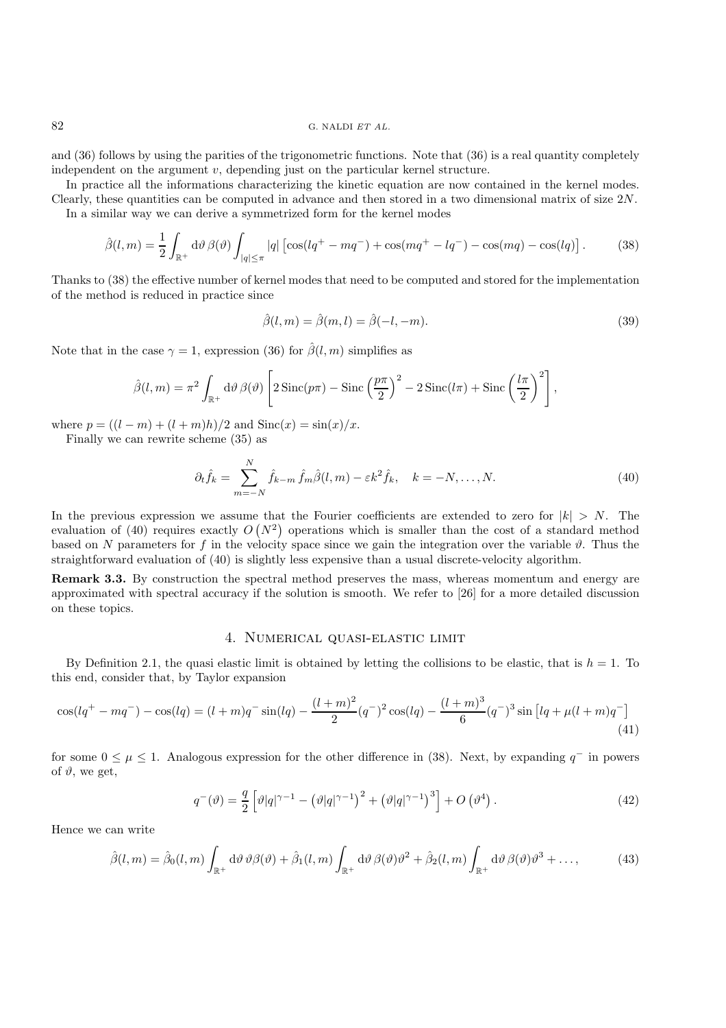and (36) follows by using the parities of the trigonometric functions. Note that (36) is a real quantity completely independent on the argument $v$, depending just on the particular kernel structure.

In practice all the informations characterizing the kinetic equation are now contained in the kernel modes. Clearly, these quantities can be computed in advance and then stored in a two dimensional matrix of size $2N$.

In a similar way we can derive a symmetrized form for the kernel modes

$$
\hat{\beta}(l,m) = \frac{1}{2}\int_{\mathbb{R}^+} \mathrm{d}\vartheta\, \beta(\vartheta) \int_{|q|\leq\pi} |q| \left[\cos(lq^+ - mq^-) + \cos(mq^+ - lq^-) - \cos(mq) - \cos(lq)\right]. \tag{38}
$$

Thanks to (38) the effective number of kernel modes that need to be computed and stored for the implementation of the method is reduced in practice since

$$
\hat{\beta}(l,m) = \hat{\beta}(m,l) = \hat{\beta}(-l,-m). \tag{39}
$$

Note that in the case $\gamma = 1$, expression (36) for $\hat{\beta}(l,m)$ simplifies as

$$
\hat{\beta}(l,m) = \pi^2 \int_{\mathbb{R}^+} \mathrm{d}\vartheta\, \beta(\vartheta) \left[ 2\,\mathrm{Sinc}(p\pi) - \mathrm{Sinc}\left(\frac{p\pi}{2}\right)^2 - 2\,\mathrm{Sinc}(l\pi) + \mathrm{Sinc}\left(\frac{l\pi}{2}\right)^2 \right],
$$

where $p = ((l-m) + (l+m)h)/2$ and $\mathrm{Sinc}(x) = \sin(x)/x$.

Finally we can rewrite scheme (35) as

$$
\partial_t \hat{f}_k = \sum_{m=-N}^{N} \hat{f}_{k-m}\, \hat{f}_m \hat{\beta}(l,m) - \varepsilon k^2 \hat{f}_k, \quad k = -N,\dots,N. \tag{40}
$$

In the previous expression we assume that the Fourier coefficients are extended to zero for $|k| > N$. The evaluation of (40) requires exactly $O\left(N^2\right)$ operations which is smaller than the cost of a standard method based on $N$ parameters for $f$ in the velocity space since we gain the integration over the variable $\vartheta$. Thus the straightforward evaluation of (40) is slightly less expensive than a usual discrete-velocity algorithm.

**Remark 3.3.** By construction the spectral method preserves the mass, whereas momentum and energy are approximated with spectral accuracy if the solution is smooth. We refer to [26] for a more detailed discussion on these topics.

## 4. Numerical quasi-elastic limit

By Definition 2.1, the quasi elastic limit is obtained by letting the collisions to be elastic, that is $h = 1$. To this end, consider that, by Taylor expansion

$$
\cos(lq^+ - mq^-) - \cos(lq) = (l+m)q^- \sin(lq) - \frac{(l+m)^2}{2}(q^-)^2 \cos(lq) - \frac{(l+m)^3}{6}(q^-)^3 \sin\left[lq + \mu(l+m)q^-\right] \tag{41}
$$

for some $0 \leq \mu \leq 1$. Analogous expression for the other difference in (38). Next, by expanding $q^-$ in powers of $\vartheta$, we get,

$$
q^-(\vartheta) = \frac{q}{2}\left[\vartheta|q|^{\gamma-1} - \left(\vartheta|q|^{\gamma-1}\right)^2 + \left(\vartheta|q|^{\gamma-1}\right)^3\right] + O\left(\vartheta^4\right). \tag{42}
$$

Hence we can write

$$
\hat{\beta}(l,m) = \hat{\beta}_0(l,m)\int_{\mathbb{R}^+} \mathrm{d}\vartheta\, \vartheta\beta(\vartheta) + \hat{\beta}_1(l,m)\int_{\mathbb{R}^+} \mathrm{d}\vartheta\, \beta(\vartheta)\vartheta^2 + \hat{\beta}_2(l,m)\int_{\mathbb{R}^+} \mathrm{d}\vartheta\, \beta(\vartheta)\vartheta^3 + \dots, \tag{43}
$$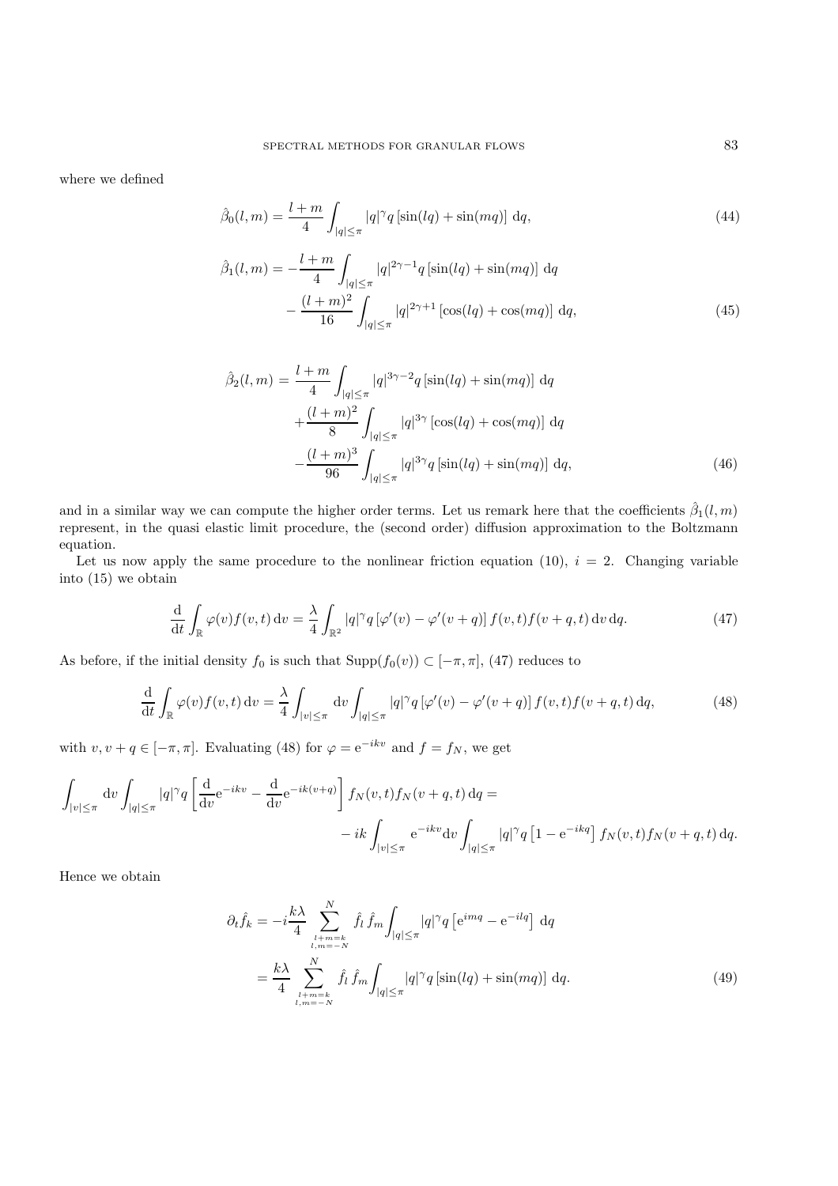where we defined

$$\hat{\beta}_0(l,m) = \frac{l+m}{4}\int_{|q|\leq\pi} |q|^\gamma q\left[\sin(lq)+\sin(mq)\right]\,\mathrm{d}q, \tag{44}$$

$$\begin{aligned}\hat{\beta}_1(l,m) = &-\frac{l+m}{4}\int_{|q|\leq\pi} |q|^{2\gamma-1} q\left[\sin(lq)+\sin(mq)\right]\,\mathrm{d}q \\ &-\frac{(l+m)^2}{16}\int_{|q|\leq\pi} |q|^{2\gamma+1}\left[\cos(lq)+\cos(mq)\right]\,\mathrm{d}q,\end{aligned} \tag{45}$$

$$\begin{aligned}\hat{\beta}_2(l,m) = &\ \frac{l+m}{4}\int_{|q|\leq\pi} |q|^{3\gamma-2} q\left[\sin(lq)+\sin(mq)\right]\,\mathrm{d}q \\ &+\frac{(l+m)^2}{8}\int_{|q|\leq\pi} |q|^{3\gamma}\left[\cos(lq)+\cos(mq)\right]\,\mathrm{d}q \\ &-\frac{(l+m)^3}{96}\int_{|q|\leq\pi} |q|^{3\gamma} q\left[\sin(lq)+\sin(mq)\right]\,\mathrm{d}q,\end{aligned} \tag{46}$$

and in a similar way we can compute the higher order terms. Let us remark here that the coefficients $\hat{\beta}_1(l,m)$ represent, in the quasi elastic limit procedure, the (second order) diffusion approximation to the Boltzmann equation.

Let us now apply the same procedure to the nonlinear friction equation (10), $i=2$. Changing variable into (15) we obtain

$$\frac{\mathrm{d}}{\mathrm{d}t}\int_{\mathbb{R}}\varphi(v)f(v,t)\,\mathrm{d}v = \frac{\lambda}{4}\int_{\mathbb{R}^2}|q|^\gamma q\left[\varphi'(v)-\varphi'(v+q)\right]f(v,t)f(v+q,t)\,\mathrm{d}v\,\mathrm{d}q. \tag{47}$$

As before, if the initial density $f_0$ is such that $\mathrm{Supp}(f_0(v))\subset[-\pi,\pi]$, (47) reduces to

$$\frac{\mathrm{d}}{\mathrm{d}t}\int_{\mathbb{R}}\varphi(v)f(v,t)\,\mathrm{d}v = \frac{\lambda}{4}\int_{|v|\leq\pi}\mathrm{d}v\int_{|q|\leq\pi}|q|^\gamma q\left[\varphi'(v)-\varphi'(v+q)\right]f(v,t)f(v+q,t)\,\mathrm{d}q, \tag{48}$$

with $v, v+q\in[-\pi,\pi]$. Evaluating (48) for $\varphi = \mathrm{e}^{-ikv}$ and $f=f_N$, we get

$$\begin{aligned}\int_{|v|\leq\pi}\mathrm{d}v\int_{|q|\leq\pi}|q|^\gamma q\left[\frac{\mathrm{d}}{\mathrm{d}v}\mathrm{e}^{-ikv}-\frac{\mathrm{d}}{\mathrm{d}v}\mathrm{e}^{-ik(v+q)}\right]f_N(v,t)f_N(v+q,t)\,\mathrm{d}q = \\ -ik\int_{|v|\leq\pi}\mathrm{e}^{-ikv}\mathrm{d}v\int_{|q|\leq\pi}|q|^\gamma q\left[1-\mathrm{e}^{-ikq}\right]f_N(v,t)f_N(v+q,t)\,\mathrm{d}q.\end{aligned}$$

Hence we obtain

$$\begin{aligned}\partial_t\hat{f}_k &= -i\frac{k\lambda}{4}\sum_{\substack{l+m=k\\ l,m=-N}}^{N}\hat{f}_l\,\hat{f}_m\int_{|q|\leq\pi}|q|^\gamma q\left[\mathrm{e}^{imq}-\mathrm{e}^{-ilq}\right]\,\mathrm{d}q \\ &= \frac{k\lambda}{4}\sum_{\substack{l+m=k\\ l,m=-N}}^{N}\hat{f}_l\,\hat{f}_m\int_{|q|\leq\pi}|q|^\gamma q\left[\sin(lq)+\sin(mq)\right]\,\mathrm{d}q.\end{aligned} \tag{49}$$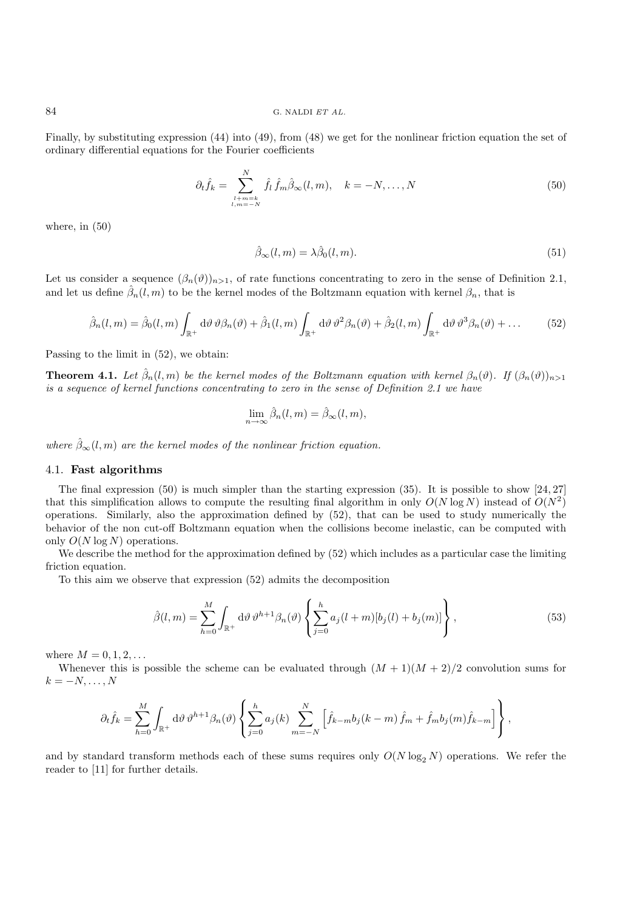Finally, by substituting expression (44) into (49), from (48) we get for the nonlinear friction equation the set of ordinary differential equations for the Fourier coefficients

$$\partial_t \hat{f}_k = \sum_{\substack{l+m=k \\ l,m=-N}}^{N} \hat{f}_l \, \hat{f}_m \hat{\beta}_\infty(l,m), \quad k = -N, \ldots, N \tag{50}$$

where, in (50)

$$\hat{\beta}_\infty(l,m) = \lambda \hat{\beta}_0(l,m). \tag{51}$$

Let us consider a sequence $(\beta_n(\vartheta))_{n>1}$, of rate functions concentrating to zero in the sense of Definition 2.1, and let us define $\hat{\beta}_n(l,m)$ to be the kernel modes of the Boltzmann equation with kernel $\beta_n$, that is

$$\hat{\beta}_n(l,m) = \hat{\beta}_0(l,m) \int_{\mathbb{R}^+} \mathrm{d}\vartheta \, \vartheta \beta_n(\vartheta) + \hat{\beta}_1(l,m) \int_{\mathbb{R}^+} \mathrm{d}\vartheta \, \vartheta^2 \beta_n(\vartheta) + \hat{\beta}_2(l,m) \int_{\mathbb{R}^+} \mathrm{d}\vartheta \, \vartheta^3 \beta_n(\vartheta) + \ldots \tag{52}$$

Passing to the limit in (52), we obtain:

**Theorem 4.1.** *Let $\hat{\beta}_n(l,m)$ be the kernel modes of the Boltzmann equation with kernel $\beta_n(\vartheta)$. If $(\beta_n(\vartheta))_{n>1}$ is a sequence of kernel functions concentrating to zero in the sense of Definition 2.1 we have*

$$\lim_{n\to\infty} \hat{\beta}_n(l,m) = \hat{\beta}_\infty(l,m),$$

*where $\hat{\beta}_\infty(l,m)$ are the kernel modes of the nonlinear friction equation.*

### 4.1. Fast algorithms

The final expression (50) is much simpler than the starting expression (35). It is possible to show [24, 27] that this simplification allows to compute the resulting final algorithm in only $O(N \log N)$ instead of $O(N^2)$ operations. Similarly, also the approximation defined by (52), that can be used to study numerically the behavior of the non cut-off Boltzmann equation when the collisions become inelastic, can be computed with only $O(N \log N)$ operations.

We describe the method for the approximation defined by (52) which includes as a particular case the limiting friction equation.

To this aim we observe that expression (52) admits the decomposition

$$\hat{\beta}(l,m) = \sum_{h=0}^{M} \int_{\mathbb{R}^+} \mathrm{d}\vartheta \, \vartheta^{h+1} \beta_n(\vartheta) \left\{ \sum_{j=0}^{h} a_j(l+m)[b_j(l) + b_j(m)] \right\}, \tag{53}$$

where $M = 0, 1, 2, \ldots$

Whenever this is possible the scheme can be evaluated through $(M+1)(M+2)/2$ convolution sums for $k = -N, \ldots, N$

$$\partial_t \hat{f}_k = \sum_{h=0}^{M} \int_{\mathbb{R}^+} \mathrm{d}\vartheta \, \vartheta^{h+1} \beta_n(\vartheta) \left\{ \sum_{j=0}^{h} a_j(k) \sum_{m=-N}^{N} \left[ \hat{f}_{k-m} b_j(k-m) \, \hat{f}_m + \hat{f}_m b_j(m) \hat{f}_{k-m} \right] \right\},$$

and by standard transform methods each of these sums requires only $O(N \log_2 N)$ operations. We refer the reader to [11] for further details.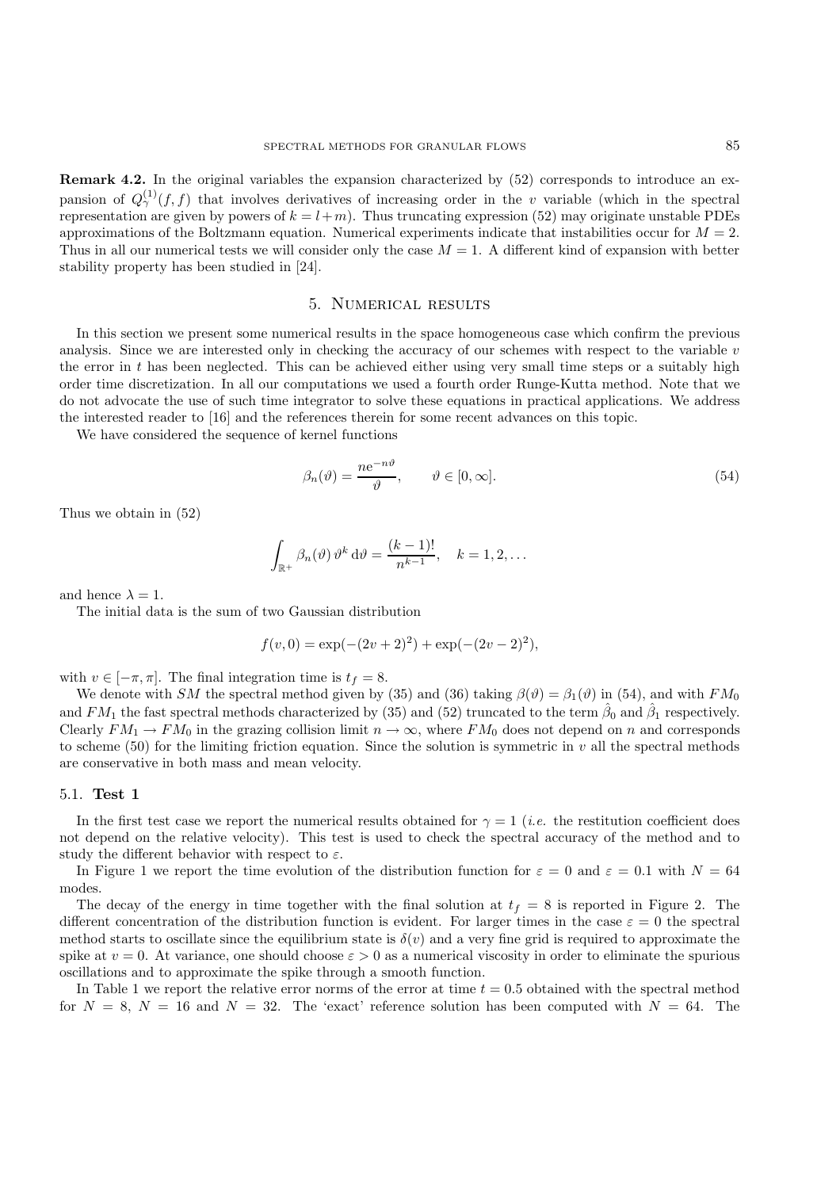**Remark 4.2.** In the original variables the expansion characterized by (52) corresponds to introduce an expansion of $Q_\gamma^{(1)}(f,f)$ that involves derivatives of increasing order in the $v$ variable (which in the spectral representation are given by powers of $k = l+m$). Thus truncating expression (52) may originate unstable PDEs approximations of the Boltzmann equation. Numerical experiments indicate that instabilities occur for $M = 2$. Thus in all our numerical tests we will consider only the case $M = 1$. A different kind of expansion with better stability property has been studied in [24].

## 5. Numerical results

In this section we present some numerical results in the space homogeneous case which confirm the previous analysis. Since we are interested only in checking the accuracy of our schemes with respect to the variable $v$ the error in $t$ has been neglected. This can be achieved either using very small time steps or a suitably high order time discretization. In all our computations we used a fourth order Runge-Kutta method. Note that we do not advocate the use of such time integrator to solve these equations in practical applications. We address the interested reader to [16] and the references therein for some recent advances on this topic.

We have considered the sequence of kernel functions

$$\beta_n(\vartheta) = \frac{n e^{-n\vartheta}}{\vartheta}, \qquad \vartheta \in [0, \infty]. \tag{54}$$

Thus we obtain in (52)

$$\int_{\mathbb{R}^+} \beta_n(\vartheta)\, \vartheta^k \, \mathrm{d}\vartheta = \frac{(k-1)!}{n^{k-1}}, \quad k = 1, 2, \ldots$$

and hence $\lambda = 1$.

The initial data is the sum of two Gaussian distribution

$$f(v, 0) = \exp(-(2v+2)^2) + \exp(-(2v-2)^2),$$

with $v \in [-\pi, \pi]$. The final integration time is $t_f = 8$.

We denote with $SM$ the spectral method given by (35) and (36) taking $\beta(\vartheta) = \beta_1(\vartheta)$ in (54), and with $FM_0$ and $FM_1$ the fast spectral methods characterized by (35) and (52) truncated to the term $\hat{\beta}_0$ and $\hat{\beta}_1$ respectively. Clearly $FM_1 \to FM_0$ in the grazing collision limit $n \to \infty$, where $FM_0$ does not depend on $n$ and corresponds to scheme (50) for the limiting friction equation. Since the solution is symmetric in $v$ all the spectral methods are conservative in both mass and mean velocity.

### 5.1. Test 1

In the first test case we report the numerical results obtained for $\gamma = 1$ (*i.e.* the restitution coefficient does not depend on the relative velocity). This test is used to check the spectral accuracy of the method and to study the different behavior with respect to $\varepsilon$.

In Figure 1 we report the time evolution of the distribution function for $\varepsilon = 0$ and $\varepsilon = 0.1$ with $N = 64$ modes.

The decay of the energy in time together with the final solution at $t_f = 8$ is reported in Figure 2. The different concentration of the distribution function is evident. For larger times in the case $\varepsilon = 0$ the spectral method starts to oscillate since the equilibrium state is $\delta(v)$ and a very fine grid is required to approximate the spike at $v = 0$. At variance, one should choose $\varepsilon > 0$ as a numerical viscosity in order to eliminate the spurious oscillations and to approximate the spike through a smooth function.

In Table 1 we report the relative error norms of the error at time $t = 0.5$ obtained with the spectral method for $N = 8$, $N = 16$ and $N = 32$. The 'exact' reference solution has been computed with $N = 64$. The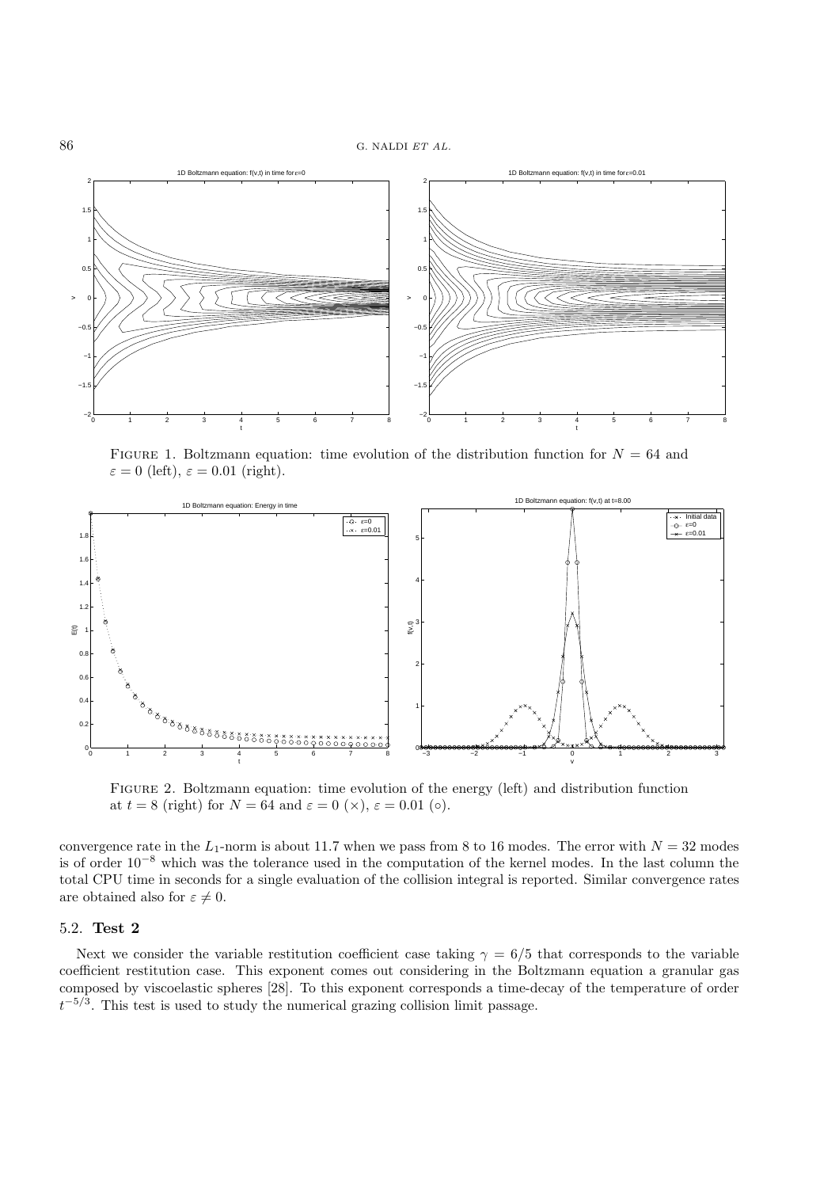FIGURE 1. Boltzmann equation: time evolution of the distribution function for $N = 64$ and $\varepsilon = 0$ (left), $\varepsilon = 0.01$ (right).

FIGURE 2. Boltzmann equation: time evolution of the energy (left) and distribution function at $t = 8$ (right) for $N = 64$ and $\varepsilon = 0$ ($\times$), $\varepsilon = 0.01$ ($\circ$).

convergence rate in the $L_1$-norm is about 11.7 when we pass from 8 to 16 modes. The error with $N = 32$ modes is of order $10^{-8}$ which was the tolerance used in the computation of the kernel modes. In the last column the total CPU time in seconds for a single evaluation of the collision integral is reported. Similar convergence rates are obtained also for $\varepsilon \neq 0$.

### 5.2. **Test 2**

Next we consider the variable restitution coefficient case taking $\gamma = 6/5$ that corresponds to the variable coefficient restitution case. This exponent comes out considering in the Boltzmann equation a granular gas composed by viscoelastic spheres [28]. To this exponent corresponds a time-decay of the temperature of order $t^{-5/3}$. This test is used to study the numerical grazing collision limit passage.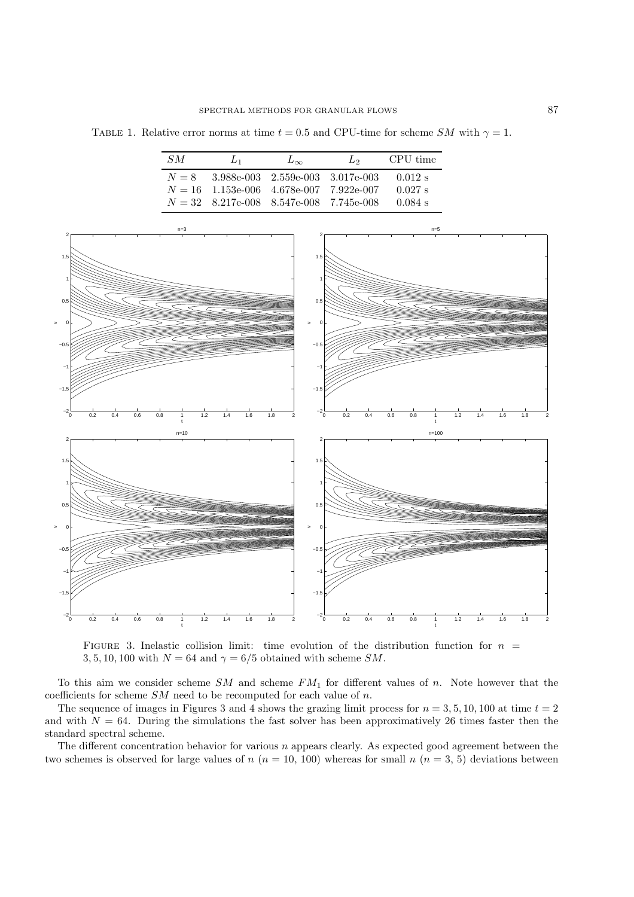Table 1. Relative error norms at time $t = 0.5$ and CPU-time for scheme $SM$ with $\gamma = 1$.

| $SM$ | $L_1$ | $L_\infty$ | $L_2$ | CPU time |
|---|---|---|---|---|
| $N = 8$ | 3.988e-003 | 2.559e-003 | 3.017e-003 | 0.012 s |
| $N = 16$ | 1.153e-006 | 4.678e-007 | 7.922e-007 | 0.027 s |
| $N = 32$ | 8.217e-008 | 8.547e-008 | 7.745e-008 | 0.084 s |

Figure 3. Inelastic collision limit: time evolution of the distribution function for $n = 3, 5, 10, 100$ with $N = 64$ and $\gamma = 6/5$ obtained with scheme $SM$.

To this aim we consider scheme $SM$ and scheme $FM_1$ for different values of $n$. Note however that the coefficients for scheme $SM$ need to be recomputed for each value of $n$.

The sequence of images in Figures 3 and 4 shows the grazing limit process for $n = 3, 5, 10, 100$ at time $t = 2$ and with $N = 64$. During the simulations the fast solver has been approximatively 26 times faster then the standard spectral scheme.

The different concentration behavior for various $n$ appears clearly. As expected good agreement between the two schemes is observed for large values of $n$ ($n = 10$, 100) whereas for small $n$ ($n = 3$, 5) deviations between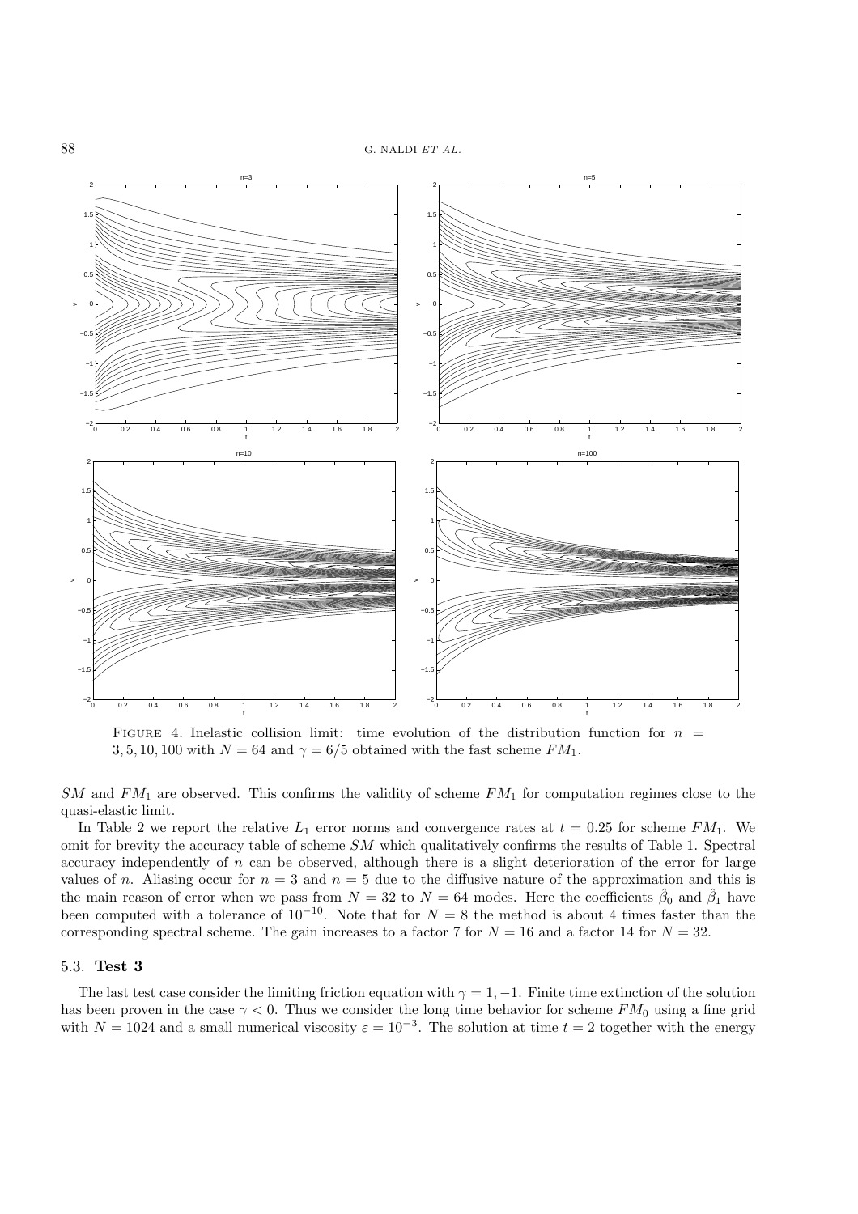Figure 4. Inelastic collision limit: time evolution of the distribution function for $n = 3, 5, 10, 100$ with $N = 64$ and $\gamma = 6/5$ obtained with the fast scheme $FM_1$.

$SM$ and $FM_1$ are observed. This confirms the validity of scheme $FM_1$ for computation regimes close to the quasi-elastic limit.

In Table 2 we report the relative $L_1$ error norms and convergence rates at $t = 0.25$ for scheme $FM_1$. We omit for brevity the accuracy table of scheme $SM$ which qualitatively confirms the results of Table 1. Spectral accuracy independently of $n$ can be observed, although there is a slight deterioration of the error for large values of $n$. Aliasing occur for $n = 3$ and $n = 5$ due to the diffusive nature of the approximation and this is the main reason of error when we pass from $N = 32$ to $N = 64$ modes. Here the coefficients $\hat{\beta}_0$ and $\hat{\beta}_1$ have been computed with a tolerance of $10^{-10}$. Note that for $N = 8$ the method is about 4 times faster than the corresponding spectral scheme. The gain increases to a factor 7 for $N = 16$ and a factor 14 for $N = 32$.

### 5.3. **Test 3**

The last test case consider the limiting friction equation with $\gamma = 1, -1$. Finite time extinction of the solution has been proven in the case $\gamma < 0$. Thus we consider the long time behavior for scheme $FM_0$ using a fine grid with $N = 1024$ and a small numerical viscosity $\varepsilon = 10^{-3}$. The solution at time $t = 2$ together with the energy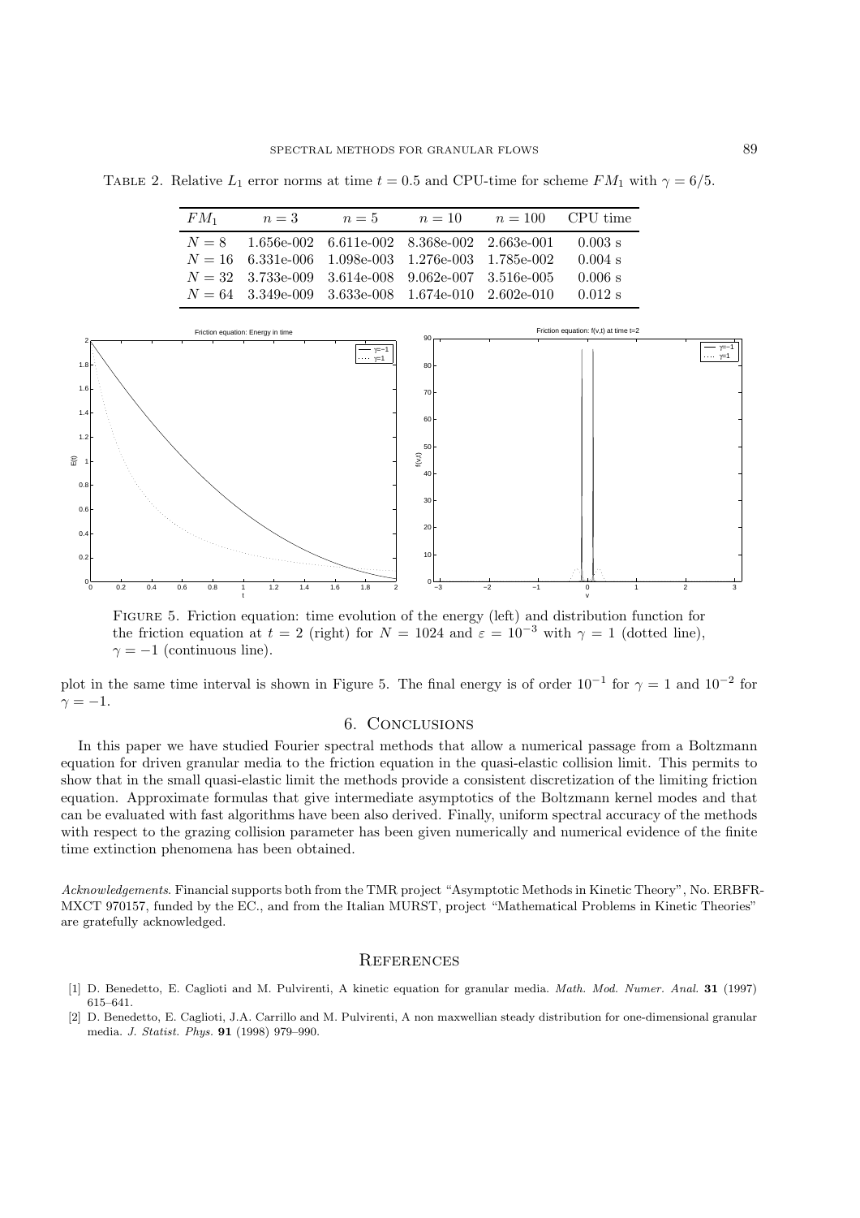TABLE 2. Relative $L_1$ error norms at time $t = 0.5$ and CPU-time for scheme $FM_1$ with $\gamma = 6/5$.

| $FM_1$ | $n = 3$ | $n = 5$ | $n = 10$ | $n = 100$ | CPU time |
|---|---|---|---|---|---|
| $N = 8$ | 1.656e-002 | 6.611e-002 | 8.368e-002 | 2.663e-001 | 0.003 s |
| $N = 16$ | 6.331e-006 | 1.098e-003 | 1.276e-003 | 1.785e-002 | 0.004 s |
| $N = 32$ | 3.733e-009 | 3.614e-008 | 9.062e-007 | 3.516e-005 | 0.006 s |
| $N = 64$ | 3.349e-009 | 3.633e-008 | 1.674e-010 | 2.602e-010 | 0.012 s |

FIGURE 5. Friction equation: time evolution of the energy (left) and distribution function for the friction equation at $t = 2$ (right) for $N = 1024$ and $\varepsilon = 10^{-3}$ with $\gamma = 1$ (dotted line), $\gamma = -1$ (continuous line).

plot in the same time interval is shown in Figure 5. The final energy is of order $10^{-1}$ for $\gamma = 1$ and $10^{-2}$ for $\gamma = -1$.

## 6. Conclusions

In this paper we have studied Fourier spectral methods that allow a numerical passage from a Boltzmann equation for driven granular media to the friction equation in the quasi-elastic collision limit. This permits to show that in the small quasi-elastic limit the methods provide a consistent discretization of the limiting friction equation. Approximate formulas that give intermediate asymptotics of the Boltzmann kernel modes and that can be evaluated with fast algorithms have been also derived. Finally, uniform spectral accuracy of the methods with respect to the grazing collision parameter has been given numerically and numerical evidence of the finite time extinction phenomena has been obtained.

*Acknowledgements*. Financial supports both from the TMR project "Asymptotic Methods in Kinetic Theory", No. ERBFR-MXCT 970157, funded by the EC., and from the Italian MURST, project "Mathematical Problems in Kinetic Theories" are gratefully acknowledged.

## References

[1] D. Benedetto, E. Caglioti and M. Pulvirenti, A kinetic equation for granular media. *Math. Mod. Numer. Anal.* **31** (1997) 615–641.

[2] D. Benedetto, E. Caglioti, J.A. Carrillo and M. Pulvirenti, A non maxwellian steady distribution for one-dimensional granular media. *J. Statist. Phys.* **91** (1998) 979–990.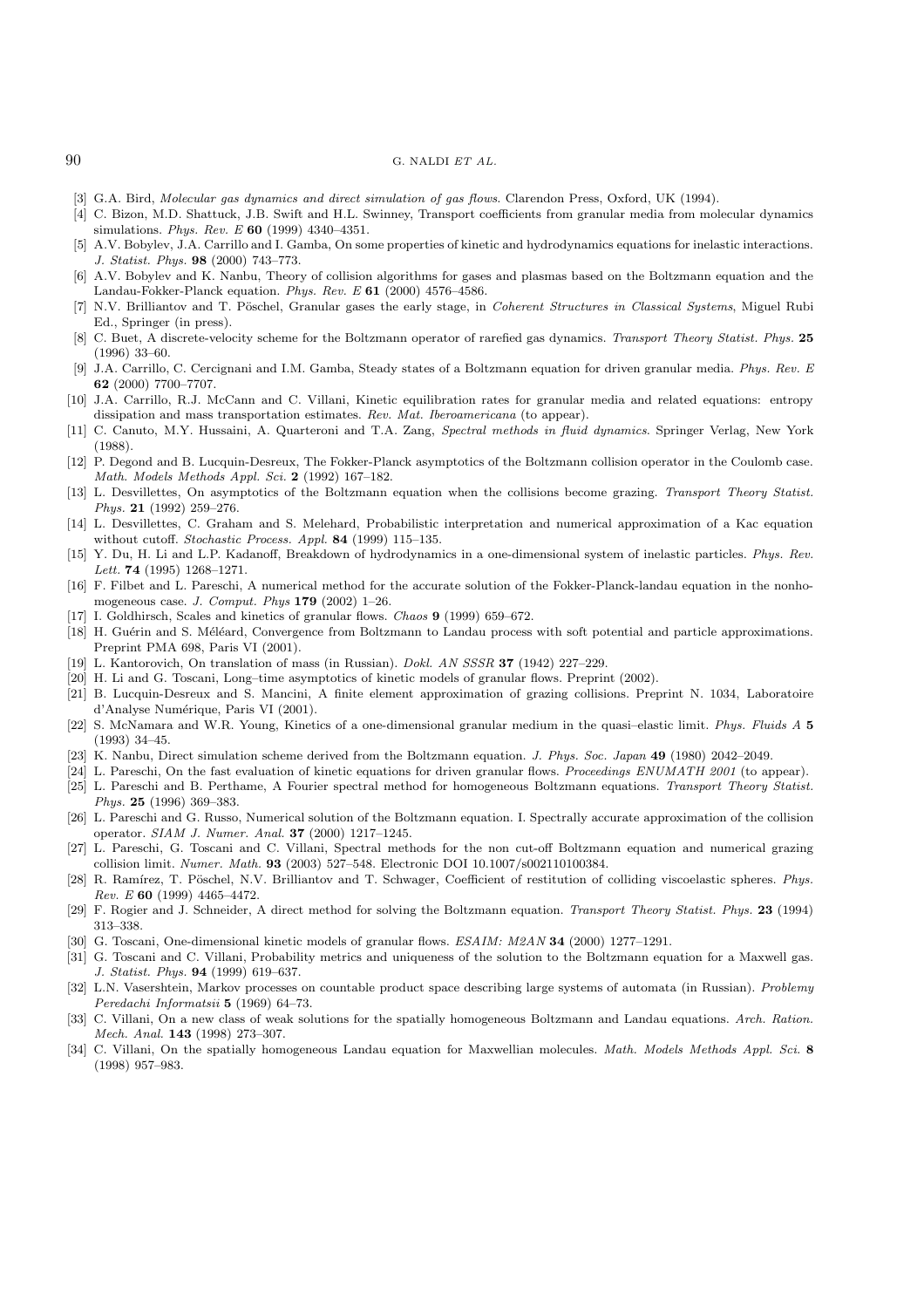[3] G.A. Bird, *Molecular gas dynamics and direct simulation of gas flows*. Clarendon Press, Oxford, UK (1994).

[4] C. Bizon, M.D. Shattuck, J.B. Swift and H.L. Swinney, Transport coefficients from granular media from molecular dynamics simulations. *Phys. Rev. E* **60** (1999) 4340–4351.

[5] A.V. Bobylev, J.A. Carrillo and I. Gamba, On some properties of kinetic and hydrodynamics equations for inelastic interactions. *J. Statist. Phys.* **98** (2000) 743–773.

[6] A.V. Bobylev and K. Nanbu, Theory of collision algorithms for gases and plasmas based on the Boltzmann equation and the Landau-Fokker-Planck equation. *Phys. Rev. E* **61** (2000) 4576–4586.

[7] N.V. Brilliantov and T. Pöschel, Granular gases the early stage, in *Coherent Structures in Classical Systems*, Miguel Rubi Ed., Springer (in press).

[8] C. Buet, A discrete-velocity scheme for the Boltzmann operator of rarefied gas dynamics. *Transport Theory Statist. Phys.* **25** (1996) 33–60.

[9] J.A. Carrillo, C. Cercignani and I.M. Gamba, Steady states of a Boltzmann equation for driven granular media. *Phys. Rev. E* **62** (2000) 7700–7707.

[10] J.A. Carrillo, R.J. McCann and C. Villani, Kinetic equilibration rates for granular media and related equations: entropy dissipation and mass transportation estimates. *Rev. Mat. Iberoamericana* (to appear).

[11] C. Canuto, M.Y. Hussaini, A. Quarteroni and T.A. Zang, *Spectral methods in fluid dynamics*. Springer Verlag, New York (1988).

[12] P. Degond and B. Lucquin-Desreux, The Fokker-Planck asymptotics of the Boltzmann collision operator in the Coulomb case. *Math. Models Methods Appl. Sci.* **2** (1992) 167–182.

[13] L. Desvillettes, On asymptotics of the Boltzmann equation when the collisions become grazing. *Transport Theory Statist. Phys.* **21** (1992) 259–276.

[14] L. Desvillettes, C. Graham and S. Melehard, Probabilistic interpretation and numerical approximation of a Kac equation without cutoff. *Stochastic Process. Appl.* **84** (1999) 115–135.

[15] Y. Du, H. Li and L.P. Kadanoff, Breakdown of hydrodynamics in a one-dimensional system of inelastic particles. *Phys. Rev. Lett.* **74** (1995) 1268–1271.

[16] F. Filbet and L. Pareschi, A numerical method for the accurate solution of the Fokker-Planck-landau equation in the nonhomogeneous case. *J. Comput. Phys* **179** (2002) 1–26.

[17] I. Goldhirsch, Scales and kinetics of granular flows. *Chaos* **9** (1999) 659–672.

[18] H. Guérin and S. Méléard, Convergence from Boltzmann to Landau process with soft potential and particle approximations. Preprint PMA 698, Paris VI (2001).

[19] L. Kantorovich, On translation of mass (in Russian). *Dokl. AN SSSR* **37** (1942) 227–229.

[20] H. Li and G. Toscani, Long–time asymptotics of kinetic models of granular flows. Preprint (2002).

[21] B. Lucquin-Desreux and S. Mancini, A finite element approximation of grazing collisions. Preprint N. 1034, Laboratoire d'Analyse Numérique, Paris VI (2001).

[22] S. McNamara and W.R. Young, Kinetics of a one-dimensional granular medium in the quasi–elastic limit. *Phys. Fluids A* **5** (1993) 34–45.

[23] K. Nanbu, Direct simulation scheme derived from the Boltzmann equation. *J. Phys. Soc. Japan* **49** (1980) 2042–2049.

[24] L. Pareschi, On the fast evaluation of kinetic equations for driven granular flows. *Proceedings ENUMATH 2001* (to appear).

[25] L. Pareschi and B. Perthame, A Fourier spectral method for homogeneous Boltzmann equations. *Transport Theory Statist. Phys.* **25** (1996) 369–383.

[26] L. Pareschi and G. Russo, Numerical solution of the Boltzmann equation. I. Spectrally accurate approximation of the collision operator. *SIAM J. Numer. Anal.* **37** (2000) 1217–1245.

[27] L. Pareschi, G. Toscani and C. Villani, Spectral methods for the non cut-off Boltzmann equation and numerical grazing collision limit. *Numer. Math.* **93** (2003) 527–548. Electronic DOI 10.1007/s002110100384.

[28] R. Ramírez, T. Pöschel, N.V. Brilliantov and T. Schwager, Coefficient of restitution of colliding viscoelastic spheres. *Phys. Rev. E* **60** (1999) 4465–4472.

[29] F. Rogier and J. Schneider, A direct method for solving the Boltzmann equation. *Transport Theory Statist. Phys.* **23** (1994) 313–338.

[30] G. Toscani, One-dimensional kinetic models of granular flows. *ESAIM: M2AN* **34** (2000) 1277–1291.

[31] G. Toscani and C. Villani, Probability metrics and uniqueness of the solution to the Boltzmann equation for a Maxwell gas. *J. Statist. Phys.* **94** (1999) 619–637.

[32] L.N. Vasershtein, Markov processes on countable product space describing large systems of automata (in Russian). *Problemy Peredachi Informatsii* **5** (1969) 64–73.

[33] C. Villani, On a new class of weak solutions for the spatially homogeneous Boltzmann and Landau equations. *Arch. Ration. Mech. Anal.* **143** (1998) 273–307.

[34] C. Villani, On the spatially homogeneous Landau equation for Maxwellian molecules. *Math. Models Methods Appl. Sci.* **8** (1998) 957–983.